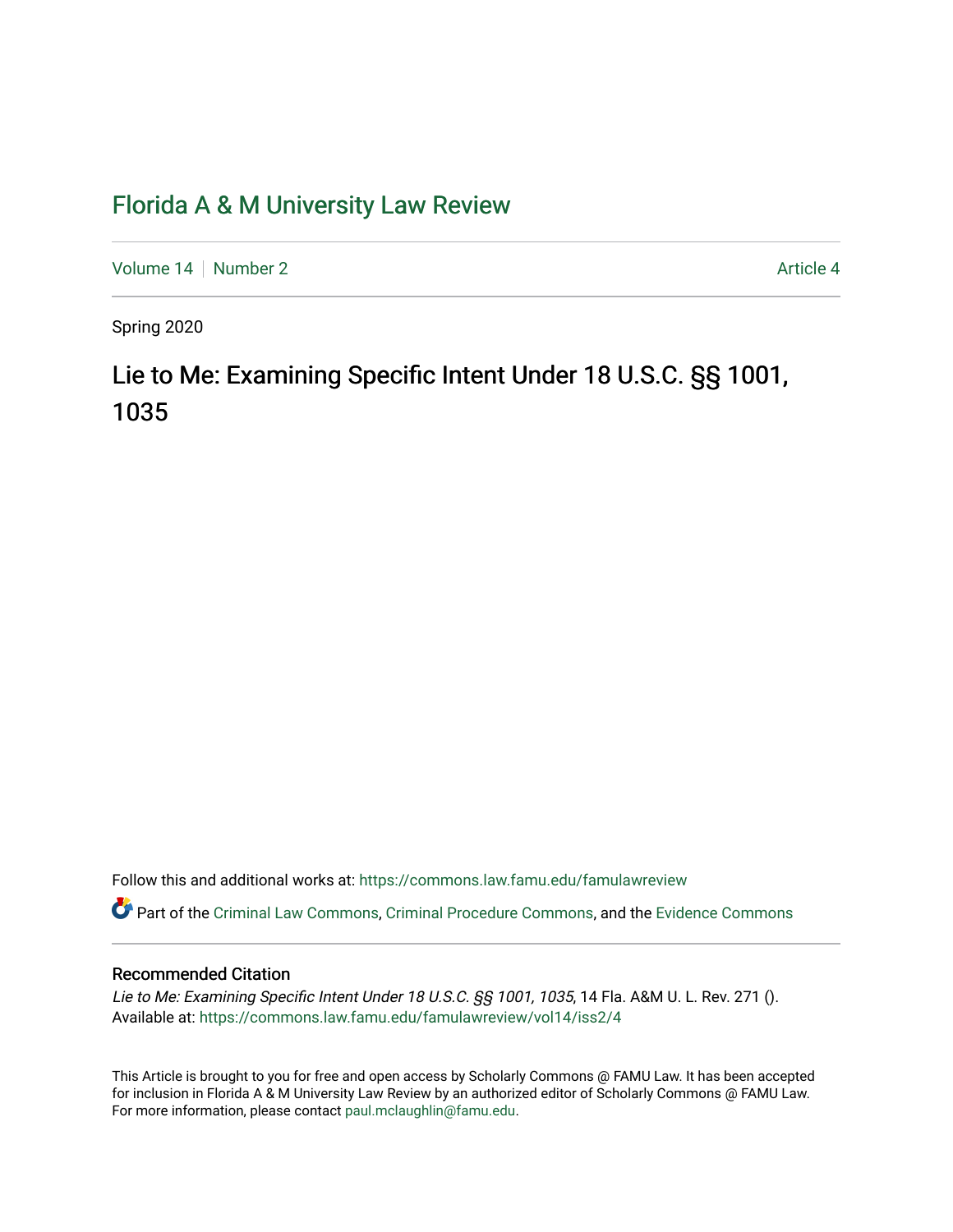# Florida A & M University Law Review

Volume 14 | Number 2 | Article 4

Spring 2020

## Lie to Me: Examining Specific Intent Under 18 U.S.C. §§ 1001, 1035

Follow this and additional works at: https://commons.law.famu.edu/famulawreview

Part of the Criminal Law Commons, Criminal Procedure Commons, and the Evidence Commons

### Recommended Citation

*Lie to Me: Examining Specific Intent Under 18 U.S.C. §§ 1001, 1035*, 14 Fla. A&M U. L. Rev. 271 ().
Available at: https://commons.law.famu.edu/famulawreview/vol14/iss2/4

This Article is brought to you for free and open access by Scholarly Commons @ FAMU Law. It has been accepted for inclusion in Florida A & M University Law Review by an authorized editor of Scholarly Commons @ FAMU Law. For more information, please contact paul.mclaughlin@famu.edu.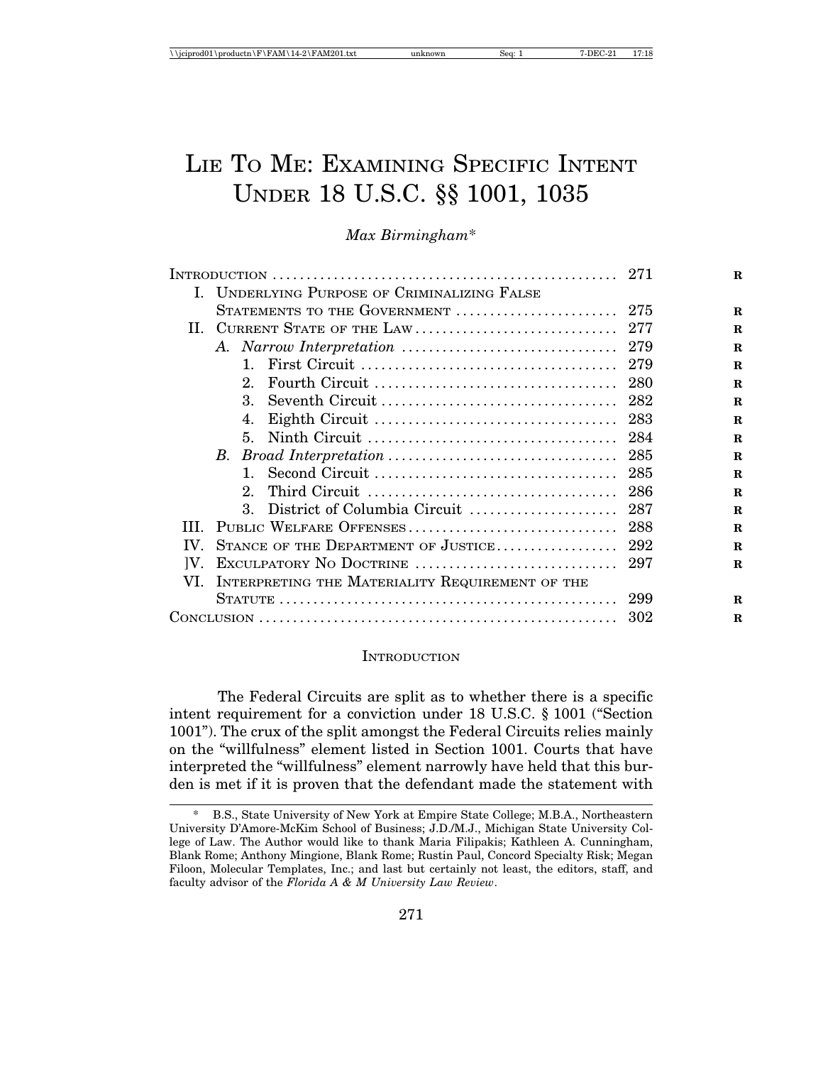# Lie To Me: Examining Specific Intent Under 18 U.S.C. §§ 1001, 1035

*Max Birmingham**

| | |
|---|---|
| Introduction | 271 |
| I. Underlying Purpose of Criminalizing False Statements to the Government | 275 |
| II. Current State of the Law | 277 |
| *A. Narrow Interpretation* | 279 |
| 1. First Circuit | 279 |
| 2. Fourth Circuit | 280 |
| 3. Seventh Circuit | 282 |
| 4. Eighth Circuit | 283 |
| 5. Ninth Circuit | 284 |
| *B. Broad Interpretation* | 285 |
| 1. Second Circuit | 285 |
| 2. Third Circuit | 286 |
| 3. District of Columbia Circuit | 287 |
| III. Public Welfare Offenses | 288 |
| IV. Stance of the Department of Justice | 292 |
| ]V. Exculpatory No Doctrine | 297 |
| VI. Interpreting the Materiality Requirement of the Statute | 299 |
| Conclusion | 302 |

## Introduction

The Federal Circuits are split as to whether there is a specific intent requirement for a conviction under 18 U.S.C. § 1001 ("Section 1001"). The crux of the split amongst the Federal Circuits relies mainly on the "willfulness" element listed in Section 1001. Courts that have interpreted the "willfulness" element narrowly have held that this burden is met if it is proven that the defendant made the statement with

---

\* B.S., State University of New York at Empire State College; M.B.A., Northeastern University D'Amore-McKim School of Business; J.D./M.J., Michigan State University College of Law. The Author would like to thank Maria Filipakis; Kathleen A. Cunningham, Blank Rome; Anthony Mingione, Blank Rome; Rustin Paul, Concord Specialty Risk; Megan Filoon, Molecular Templates, Inc.; and last but certainly not least, the editors, staff, and faculty advisor of the *Florida A & M University Law Review*.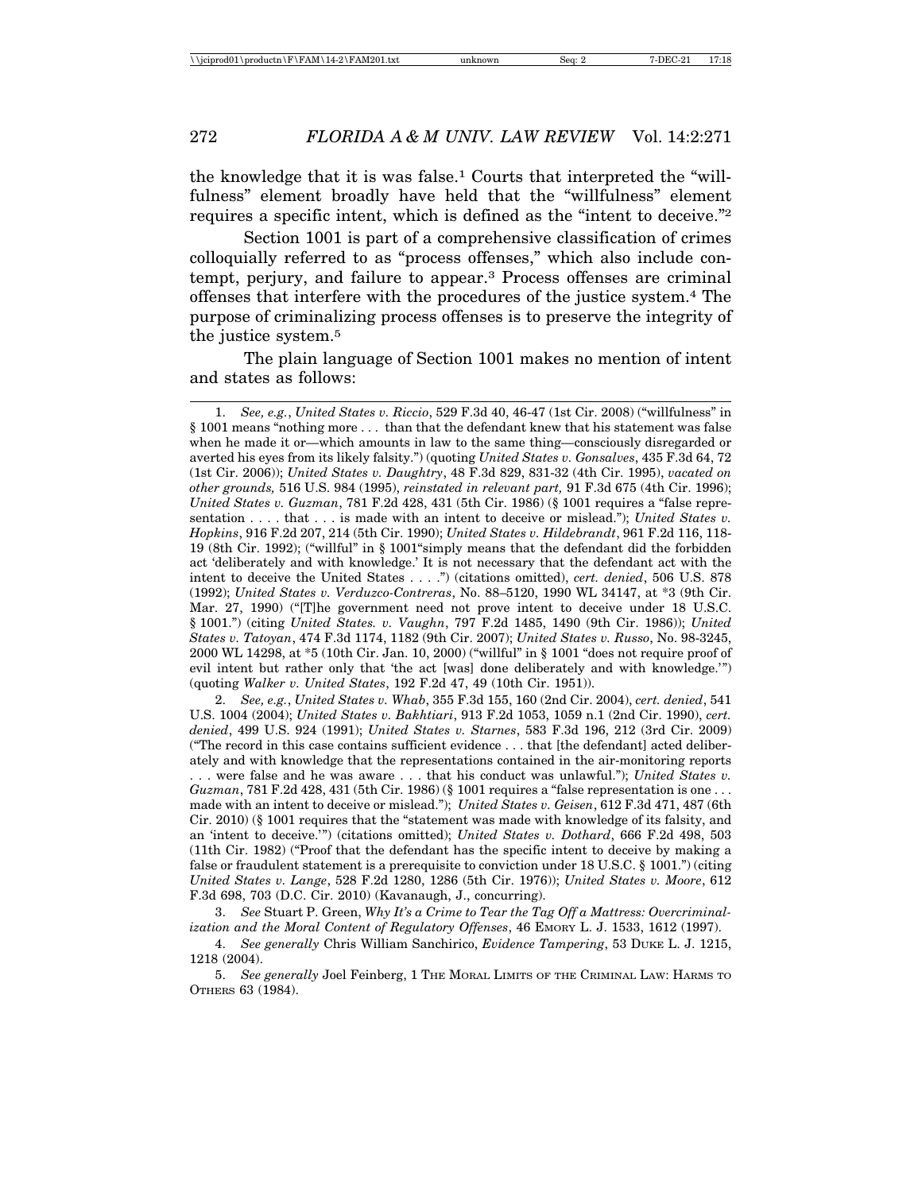the knowledge that it is was false.[1] Courts that interpreted the "willfulness" element broadly have held that the "willfulness" element requires a specific intent, which is defined as the "intent to deceive."[2]

Section 1001 is part of a comprehensive classification of crimes colloquially referred to as "process offenses," which also include contempt, perjury, and failure to appear.[3] Process offenses are criminal offenses that interfere with the procedures of the justice system.[4] The purpose of criminalizing process offenses is to preserve the integrity of the justice system.[5]

The plain language of Section 1001 makes no mention of intent and states as follows:

---

1. *See, e.g.*, *United States v. Riccio*, 529 F.3d 40, 46-47 (1st Cir. 2008) ("willfulness" in § 1001 means "nothing more . . . than that the defendant knew that his statement was false when he made it or—which amounts in law to the same thing—consciously disregarded or averted his eyes from its likely falsity.") (quoting *United States v. Gonsalves*, 435 F.3d 64, 72 (1st Cir. 2006)); *United States v. Daughtry*, 48 F.3d 829, 831-32 (4th Cir. 1995), *vacated on other grounds,* 516 U.S. 984 (1995), *reinstated in relevant part,* 91 F.3d 675 (4th Cir. 1996); *United States v. Guzman*, 781 F.2d 428, 431 (5th Cir. 1986) (§ 1001 requires a "false representation . . . . that . . . is made with an intent to deceive or mislead."); *United States v. Hopkins*, 916 F.2d 207, 214 (5th Cir. 1990); *United States v. Hildebrandt*, 961 F.2d 116, 118-19 (8th Cir. 1992); ("willful" in § 1001"simply means that the defendant did the forbidden act 'deliberately and with knowledge.' It is not necessary that the defendant act with the intent to deceive the United States . . . .") (citations omitted), *cert. denied*, 506 U.S. 878 (1992); *United States v. Verduzco-Contreras*, No. 88–5120, 1990 WL 34147, at *3 (9th Cir. Mar. 27, 1990) ("[T]he government need not prove intent to deceive under 18 U.S.C. § 1001.") (citing *United States. v. Vaughn*, 797 F.2d 1485, 1490 (9th Cir. 1986)); *United States v. Tatoyan*, 474 F.3d 1174, 1182 (9th Cir. 2007); *United States v. Russo*, No. 98-3245, 2000 WL 14298, at *5 (10th Cir. Jan. 10, 2000) ("willful" in § 1001 "does not require proof of evil intent but rather only that 'the act [was] done deliberately and with knowledge.'") (quoting *Walker v. United States*, 192 F.2d 47, 49 (10th Cir. 1951)).

2. *See, e.g.*, *United States v. Whab*, 355 F.3d 155, 160 (2nd Cir. 2004), *cert. denied*, 541 U.S. 1004 (2004); *United States v. Bakhtiari*, 913 F.2d 1053, 1059 n.1 (2nd Cir. 1990), *cert. denied*, 499 U.S. 924 (1991); *United States v. Starnes*, 583 F.3d 196, 212 (3rd Cir. 2009) ("The record in this case contains sufficient evidence . . . that [the defendant] acted deliberately and with knowledge that the representations contained in the air-monitoring reports . . . were false and he was aware . . . that his conduct was unlawful."); *United States v. Guzman*, 781 F.2d 428, 431 (5th Cir. 1986) (§ 1001 requires a "false representation is one . . . made with an intent to deceive or mislead."); *United States v. Geisen*, 612 F.3d 471, 487 (6th Cir. 2010) (§ 1001 requires that the "statement was made with knowledge of its falsity, and an 'intent to deceive.'") (citations omitted); *United States v. Dothard*, 666 F.2d 498, 503 (11th Cir. 1982) ("Proof that the defendant has the specific intent to deceive by making a false or fraudulent statement is a prerequisite to conviction under 18 U.S.C. § 1001.") (citing *United States v. Lange*, 528 F.2d 1280, 1286 (5th Cir. 1976)); *United States v. Moore*, 612 F.3d 698, 703 (D.C. Cir. 2010) (Kavanaugh, J., concurring).

3. *See* Stuart P. Green, *Why It's a Crime to Tear the Tag Off a Mattress: Overcriminalization and the Moral Content of Regulatory Offenses*, 46 EMORY L. J. 1533, 1612 (1997).

4. *See generally* Chris William Sanchirico, *Evidence Tampering*, 53 DUKE L. J. 1215, 1218 (2004).

5. *See generally* Joel Feinberg, 1 THE MORAL LIMITS OF THE CRIMINAL LAW: HARMS TO OTHERS 63 (1984).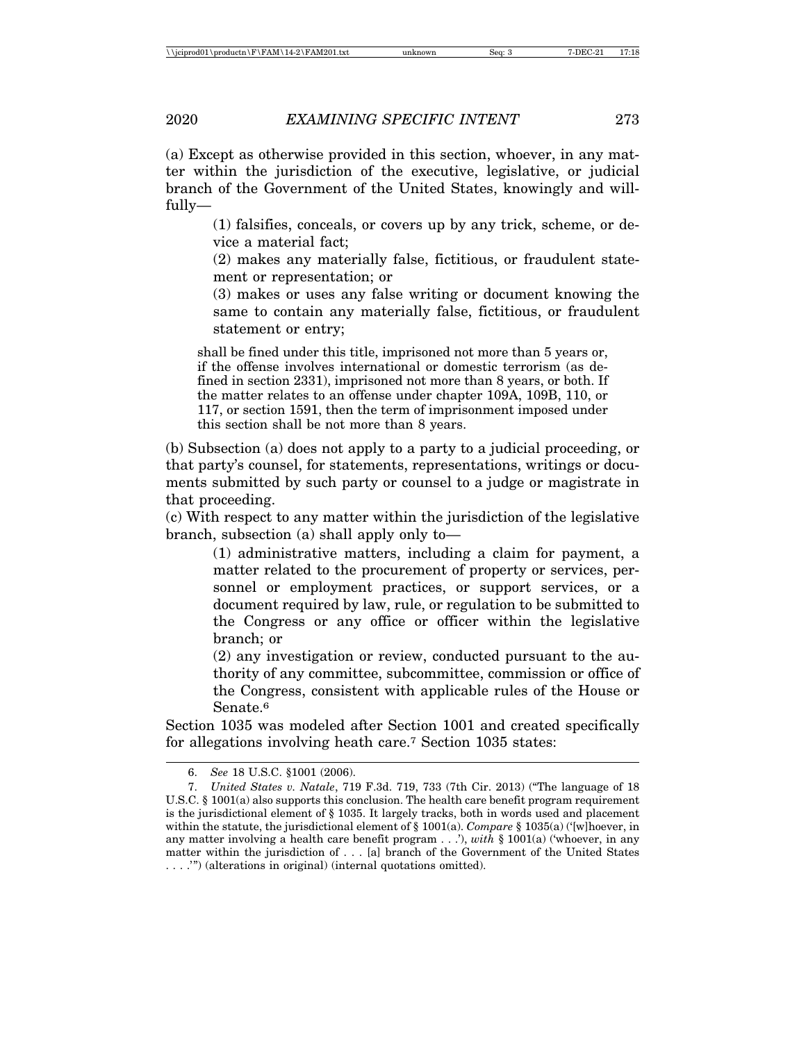(a) Except as otherwise provided in this section, whoever, in any matter within the jurisdiction of the executive, legislative, or judicial branch of the Government of the United States, knowingly and willfully—

> (1) falsifies, conceals, or covers up by any trick, scheme, or device a material fact;
>
> (2) makes any materially false, fictitious, or fraudulent statement or representation; or
>
> (3) makes or uses any false writing or document knowing the same to contain any materially false, fictitious, or fraudulent statement or entry;
>
> shall be fined under this title, imprisoned not more than 5 years or, if the offense involves international or domestic terrorism (as defined in section 2331), imprisoned not more than 8 years, or both. If the matter relates to an offense under chapter 109A, 109B, 110, or 117, or section 1591, then the term of imprisonment imposed under this section shall be not more than 8 years.

(b) Subsection (a) does not apply to a party to a judicial proceeding, or that party's counsel, for statements, representations, writings or documents submitted by such party or counsel to a judge or magistrate in that proceeding.

(c) With respect to any matter within the jurisdiction of the legislative branch, subsection (a) shall apply only to—

> (1) administrative matters, including a claim for payment, a matter related to the procurement of property or services, personnel or employment practices, or support services, or a document required by law, rule, or regulation to be submitted to the Congress or any office or officer within the legislative branch; or
>
> (2) any investigation or review, conducted pursuant to the authority of any committee, subcommittee, commission or office of the Congress, consistent with applicable rules of the House or Senate.[6]

Section 1035 was modeled after Section 1001 and created specifically for allegations involving heath care.[7] Section 1035 states:

---

6. *See* 18 U.S.C. §1001 (2006).

7. *United States v. Natale*, 719 F.3d. 719, 733 (7th Cir. 2013) ("The language of 18 U.S.C. § 1001(a) also supports this conclusion. The health care benefit program requirement is the jurisdictional element of § 1035. It largely tracks, both in words used and placement within the statute, the jurisdictional element of § 1001(a). *Compare* § 1035(a) ('[w]hoever, in any matter involving a health care benefit program . . .'), *with* § 1001(a) ('whoever, in any matter within the jurisdiction of . . . [a] branch of the Government of the United States . . . .'") (alterations in original) (internal quotations omitted).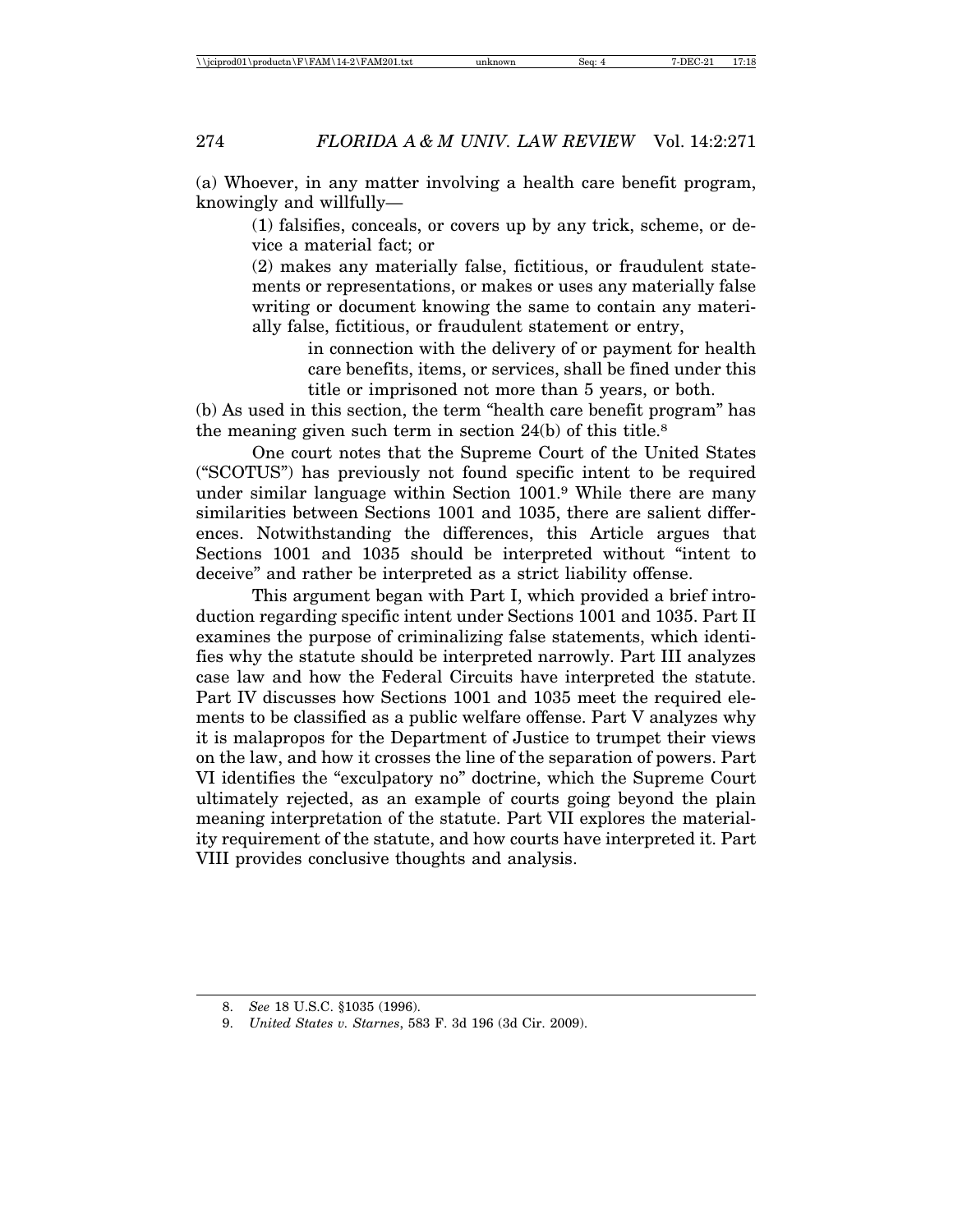(a) Whoever, in any matter involving a health care benefit program, knowingly and willfully—

> (1) falsifies, conceals, or covers up by any trick, scheme, or device a material fact; or
>
> (2) makes any materially false, fictitious, or fraudulent statements or representations, or makes or uses any materially false writing or document knowing the same to contain any materially false, fictitious, or fraudulent statement or entry,
>
> > in connection with the delivery of or payment for health care benefits, items, or services, shall be fined under this title or imprisoned not more than 5 years, or both.

(b) As used in this section, the term "health care benefit program" has the meaning given such term in section 24(b) of this title.[8]

One court notes that the Supreme Court of the United States ("SCOTUS") has previously not found specific intent to be required under similar language within Section 1001.[9] While there are many similarities between Sections 1001 and 1035, there are salient differences. Notwithstanding the differences, this Article argues that Sections 1001 and 1035 should be interpreted without "intent to deceive" and rather be interpreted as a strict liability offense.

This argument began with Part I, which provided a brief introduction regarding specific intent under Sections 1001 and 1035. Part II examines the purpose of criminalizing false statements, which identifies why the statute should be interpreted narrowly. Part III analyzes case law and how the Federal Circuits have interpreted the statute. Part IV discusses how Sections 1001 and 1035 meet the required elements to be classified as a public welfare offense. Part V analyzes why it is malapropos for the Department of Justice to trumpet their views on the law, and how it crosses the line of the separation of powers. Part VI identifies the "exculpatory no" doctrine, which the Supreme Court ultimately rejected, as an example of courts going beyond the plain meaning interpretation of the statute. Part VII explores the materiality requirement of the statute, and how courts have interpreted it. Part VIII provides conclusive thoughts and analysis.

---

8. *See* 18 U.S.C. §1035 (1996).

9. *United States v. Starnes*, 583 F. 3d 196 (3d Cir. 2009).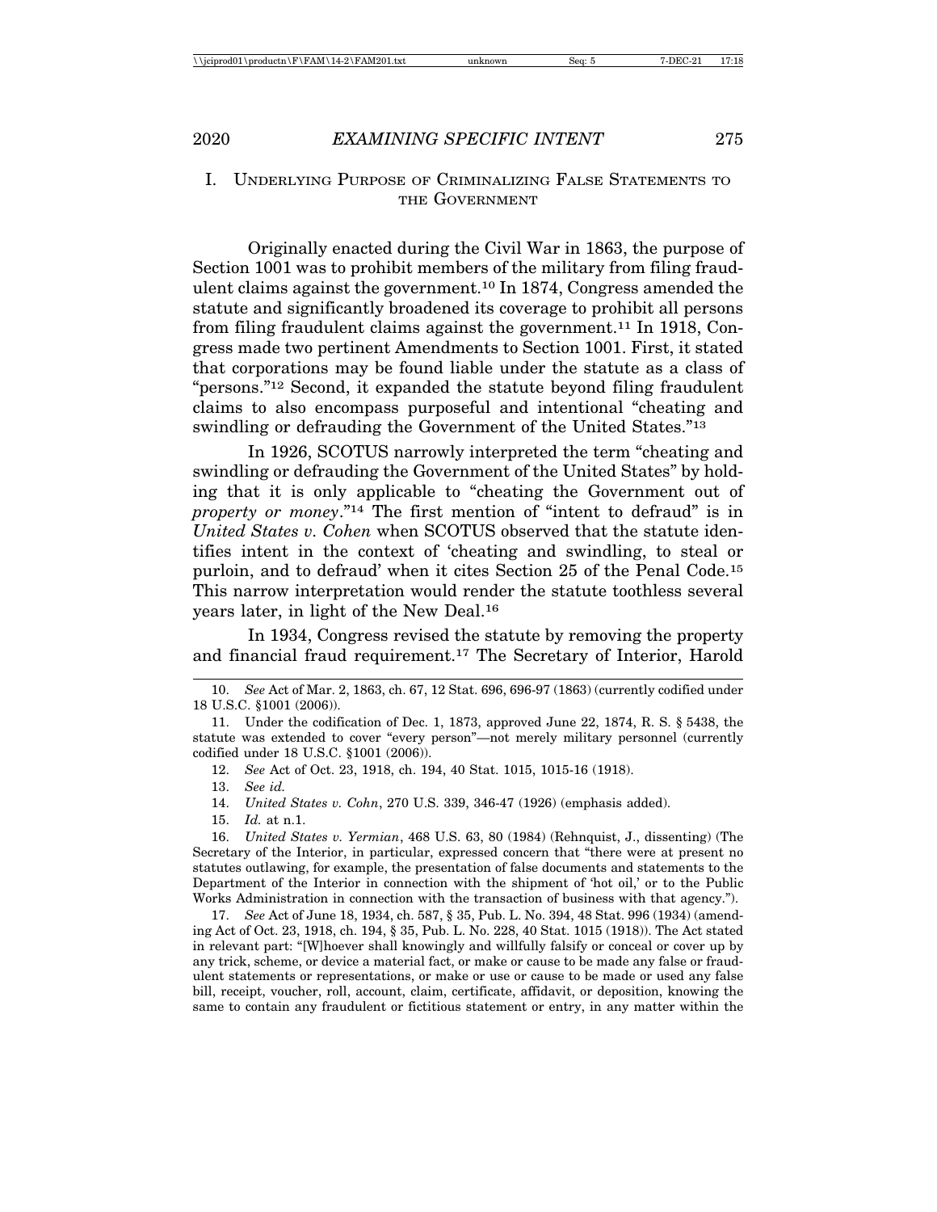## I. Underlying Purpose of Criminalizing False Statements to the Government

Originally enacted during the Civil War in 1863, the purpose of Section 1001 was to prohibit members of the military from filing fraudulent claims against the government.[10] In 1874, Congress amended the statute and significantly broadened its coverage to prohibit all persons from filing fraudulent claims against the government.[11] In 1918, Congress made two pertinent Amendments to Section 1001. First, it stated that corporations may be found liable under the statute as a class of "persons."[12] Second, it expanded the statute beyond filing fraudulent claims to also encompass purposeful and intentional "cheating and swindling or defrauding the Government of the United States."[13]

In 1926, SCOTUS narrowly interpreted the term "cheating and swindling or defrauding the Government of the United States" by holding that it is only applicable to "cheating the Government out of *property or money*."[14] The first mention of "intent to defraud" is in *United States v. Cohen* when SCOTUS observed that the statute identifies intent in the context of 'cheating and swindling, to steal or purloin, and to defraud' when it cites Section 25 of the Penal Code.[15] This narrow interpretation would render the statute toothless several years later, in light of the New Deal.[16]

In 1934, Congress revised the statute by removing the property and financial fraud requirement.[17] The Secretary of Interior, Harold

---

10. *See* Act of Mar. 2, 1863, ch. 67, 12 Stat. 696, 696-97 (1863) (currently codified under 18 U.S.C. §1001 (2006)).

11. Under the codification of Dec. 1, 1873, approved June 22, 1874, R. S. § 5438, the statute was extended to cover "every person"—not merely military personnel (currently codified under 18 U.S.C. §1001 (2006)).

12. *See* Act of Oct. 23, 1918, ch. 194, 40 Stat. 1015, 1015-16 (1918).

13. *See id.*

14. *United States v. Cohn*, 270 U.S. 339, 346-47 (1926) (emphasis added).

15. *Id.* at n.1.

16. *United States v. Yermian*, 468 U.S. 63, 80 (1984) (Rehnquist, J., dissenting) (The Secretary of the Interior, in particular, expressed concern that "there were at present no statutes outlawing, for example, the presentation of false documents and statements to the Department of the Interior in connection with the shipment of 'hot oil,' or to the Public Works Administration in connection with the transaction of business with that agency.").

17. *See* Act of June 18, 1934, ch. 587, § 35, Pub. L. No. 394, 48 Stat. 996 (1934) (amending Act of Oct. 23, 1918, ch. 194, § 35, Pub. L. No. 228, 40 Stat. 1015 (1918)). The Act stated in relevant part: "[W]hoever shall knowingly and willfully falsify or conceal or cover up by any trick, scheme, or device a material fact, or make or cause to be made any false or fraudulent statements or representations, or make or use or cause to be made or used any false bill, receipt, voucher, roll, account, claim, certificate, affidavit, or deposition, knowing the same to contain any fraudulent or fictitious statement or entry, in any matter within the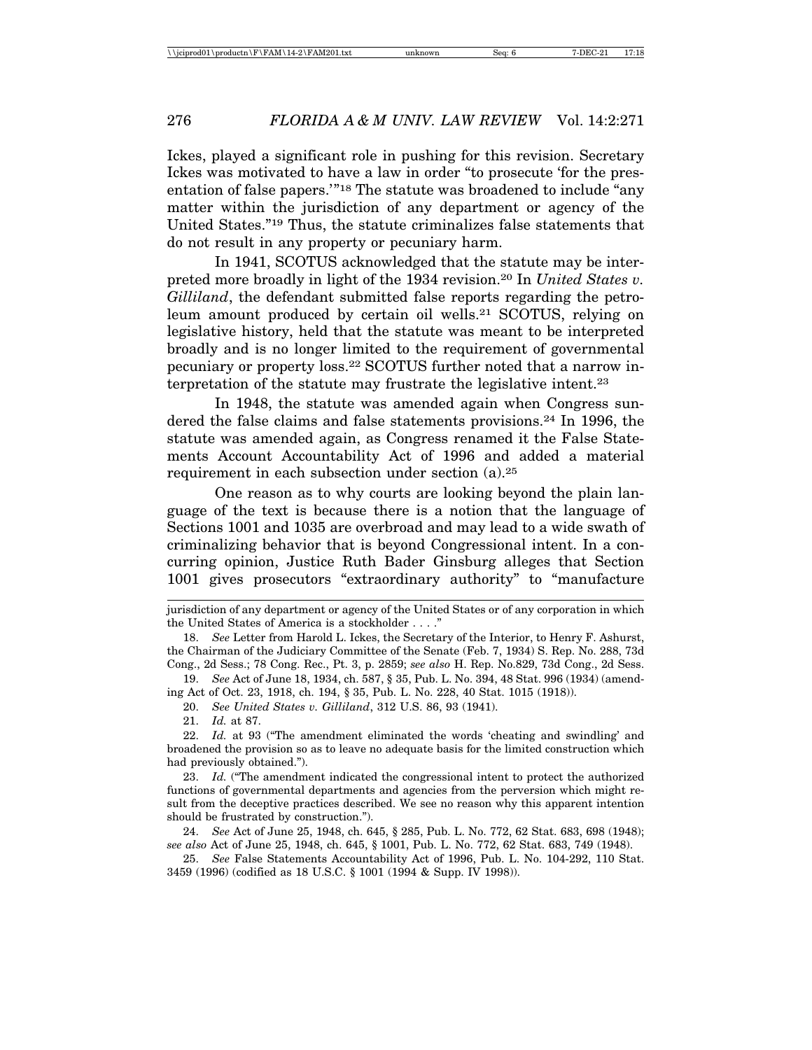Ickes, played a significant role in pushing for this revision. Secretary Ickes was motivated to have a law in order "to prosecute 'for the presentation of false papers.'"[18] The statute was broadened to include "any matter within the jurisdiction of any department or agency of the United States."[19] Thus, the statute criminalizes false statements that do not result in any property or pecuniary harm.

In 1941, SCOTUS acknowledged that the statute may be interpreted more broadly in light of the 1934 revision.[20] In *United States v. Gilliland*, the defendant submitted false reports regarding the petroleum amount produced by certain oil wells.[21] SCOTUS, relying on legislative history, held that the statute was meant to be interpreted broadly and is no longer limited to the requirement of governmental pecuniary or property loss.[22] SCOTUS further noted that a narrow interpretation of the statute may frustrate the legislative intent.[23]

In 1948, the statute was amended again when Congress sundered the false claims and false statements provisions.[24] In 1996, the statute was amended again, as Congress renamed it the False Statements Account Accountability Act of 1996 and added a material requirement in each subsection under section (a).[25]

One reason as to why courts are looking beyond the plain language of the text is because there is a notion that the language of Sections 1001 and 1035 are overbroad and may lead to a wide swath of criminalizing behavior that is beyond Congressional intent. In a concurring opinion, Justice Ruth Bader Ginsburg alleges that Section 1001 gives prosecutors "extraordinary authority" to "manufacture

---

jurisdiction of any department or agency of the United States or of any corporation in which the United States of America is a stockholder . . . ."

18. *See* Letter from Harold L. Ickes, the Secretary of the Interior, to Henry F. Ashurst, the Chairman of the Judiciary Committee of the Senate (Feb. 7, 1934) S. Rep. No. 288, 73d Cong., 2d Sess.; 78 Cong. Rec., Pt. 3, p. 2859; *see also* H. Rep. No.829, 73d Cong., 2d Sess.

19. *See* Act of June 18, 1934, ch. 587, § 35, Pub. L. No. 394, 48 Stat. 996 (1934) (amending Act of Oct. 23, 1918, ch. 194, § 35, Pub. L. No. 228, 40 Stat. 1015 (1918)).

20. *See United States v. Gilliland*, 312 U.S. 86, 93 (1941).

21. *Id.* at 87.

22. *Id.* at 93 ("The amendment eliminated the words 'cheating and swindling' and broadened the provision so as to leave no adequate basis for the limited construction which had previously obtained.").

23. *Id.* ("The amendment indicated the congressional intent to protect the authorized functions of governmental departments and agencies from the perversion which might result from the deceptive practices described. We see no reason why this apparent intention should be frustrated by construction.").

24. *See* Act of June 25, 1948, ch. 645, § 285, Pub. L. No. 772, 62 Stat. 683, 698 (1948); *see also* Act of June 25, 1948, ch. 645, § 1001, Pub. L. No. 772, 62 Stat. 683, 749 (1948).

25. *See* False Statements Accountability Act of 1996, Pub. L. No. 104-292, 110 Stat. 3459 (1996) (codified as 18 U.S.C. § 1001 (1994 & Supp. IV 1998)).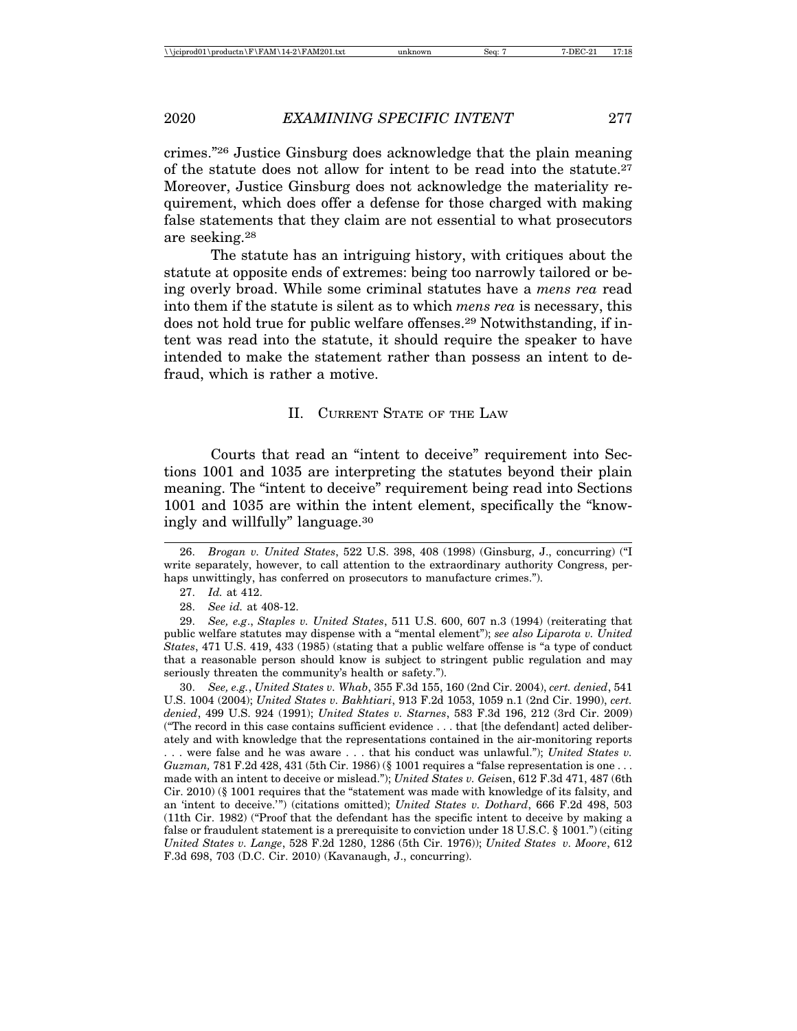crimes."[26] Justice Ginsburg does acknowledge that the plain meaning of the statute does not allow for intent to be read into the statute.[27] Moreover, Justice Ginsburg does not acknowledge the materiality requirement, which does offer a defense for those charged with making false statements that they claim are not essential to what prosecutors are seeking.[28]

The statute has an intriguing history, with critiques about the statute at opposite ends of extremes: being too narrowly tailored or being overly broad. While some criminal statutes have a *mens rea* read into them if the statute is silent as to which *mens rea* is necessary, this does not hold true for public welfare offenses.[29] Notwithstanding, if intent was read into the statute, it should require the speaker to have intended to make the statement rather than possess an intent to defraud, which is rather a motive.

## II. Current State of the Law

Courts that read an "intent to deceive" requirement into Sections 1001 and 1035 are interpreting the statutes beyond their plain meaning. The "intent to deceive" requirement being read into Sections 1001 and 1035 are within the intent element, specifically the "knowingly and willfully" language.[30]

---

26. *Brogan v. United States*, 522 U.S. 398, 408 (1998) (Ginsburg, J., concurring) ("I write separately, however, to call attention to the extraordinary authority Congress, perhaps unwittingly, has conferred on prosecutors to manufacture crimes.").

27. *Id.* at 412.

28. *See id.* at 408-12.

29. *See, e.g.*, *Staples v. United States*, 511 U.S. 600, 607 n.3 (1994) (reiterating that public welfare statutes may dispense with a "mental element"); *see also Liparota v. United States*, 471 U.S. 419, 433 (1985) (stating that a public welfare offense is "a type of conduct that a reasonable person should know is subject to stringent public regulation and may seriously threaten the community's health or safety.").

30. *See, e.g.*, *United States v. Whab*, 355 F.3d 155, 160 (2nd Cir. 2004), *cert. denied*, 541 U.S. 1004 (2004); *United States v. Bakhtiari*, 913 F.2d 1053, 1059 n.1 (2nd Cir. 1990), *cert. denied*, 499 U.S. 924 (1991); *United States v. Starnes*, 583 F.3d 196, 212 (3rd Cir. 2009) ("The record in this case contains sufficient evidence . . . that [the defendant] acted deliberately and with knowledge that the representations contained in the air-monitoring reports . . . were false and he was aware . . . that his conduct was unlawful."); *United States v. Guzman,* 781 F.2d 428, 431 (5th Cir. 1986) (§ 1001 requires a "false representation is one . . . made with an intent to deceive or mislead."); *United States v. Geisen*, 612 F.3d 471, 487 (6th Cir. 2010) (§ 1001 requires that the "statement was made with knowledge of its falsity, and an 'intent to deceive.'") (citations omitted); *United States v. Dothard*, 666 F.2d 498, 503 (11th Cir. 1982) ("Proof that the defendant has the specific intent to deceive by making a false or fraudulent statement is a prerequisite to conviction under 18 U.S.C. § 1001.") (citing *United States v. Lange*, 528 F.2d 1280, 1286 (5th Cir. 1976)); *United States v. Moore*, 612 F.3d 698, 703 (D.C. Cir. 2010) (Kavanaugh, J., concurring).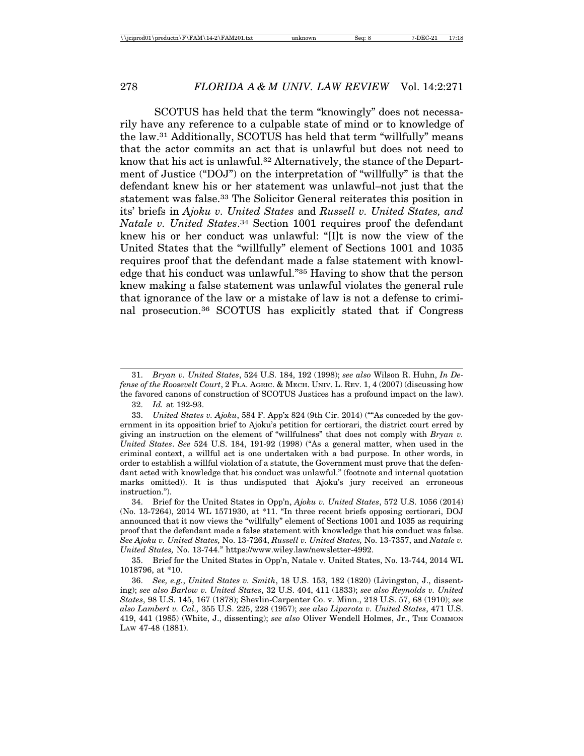SCOTUS has held that the term "knowingly" does not necessarily have any reference to a culpable state of mind or to knowledge of the law.[31] Additionally, SCOTUS has held that term "willfully" means that the actor commits an act that is unlawful but does not need to know that his act is unlawful.[32] Alternatively, the stance of the Department of Justice ("DOJ") on the interpretation of "willfully" is that the defendant knew his or her statement was unlawful–not just that the statement was false.[33] The Solicitor General reiterates this position in its' briefs in *Ajoku v. United States* and *Russell v. United States, and Natale v. United States*.[34] Section 1001 requires proof the defendant knew his or her conduct was unlawful: "[I]t is now the view of the United States that the "willfully" element of Sections 1001 and 1035 requires proof that the defendant made a false statement with knowledge that his conduct was unlawful."[35] Having to show that the person knew making a false statement was unlawful violates the general rule that ignorance of the law or a mistake of law is not a defense to criminal prosecution.[36] SCOTUS has explicitly stated that if Congress

---

31. *Bryan v. United States*, 524 U.S. 184, 192 (1998); *see also* Wilson R. Huhn, *In Defense of the Roosevelt Court*, 2 FLA. AGRIC. & MECH. UNIV. L. REV. 1, 4 (2007) (discussing how the favored canons of construction of SCOTUS Justices has a profound impact on the law).

32. *Id.* at 192-93.

33. *United States v. Ajoku*, 584 F. App'x 824 (9th Cir. 2014) (""As conceded by the government in its opposition brief to Ajoku's petition for certiorari, the district court erred by giving an instruction on the element of "willfulness" that does not comply with *Bryan v. United States*. *See* 524 U.S. 184, 191-92 (1998) ("As a general matter, when used in the criminal context, a willful act is one undertaken with a bad purpose. In other words, in order to establish a willful violation of a statute, the Government must prove that the defendant acted with knowledge that his conduct was unlawful." (footnote and internal quotation marks omitted)). It is thus undisputed that Ajoku's jury received an erroneous instruction.").

34. Brief for the United States in Opp'n, *Ajoku v. United States*, 572 U.S. 1056 (2014) (No. 13-7264), 2014 WL 1571930, at *11. "In three recent briefs opposing certiorari, DOJ announced that it now views the "willfully" element of Sections 1001 and 1035 as requiring proof that the defendant made a false statement with knowledge that his conduct was false. *See Ajoku v. United States,* No. 13-7264, *Russell v. United States,* No. 13-7357, and *Natale v. United States,* No. 13-744." https://www.wiley.law/newsletter-4992.

35. Brief for the United States in Opp'n, Natale v. United States, No. 13-744, 2014 WL 1018796, at *10.

36. *See, e.g.*, *United States v. Smith*, 18 U.S. 153, 182 (1820) (Livingston, J., dissenting); *see also Barlow v. United States*, 32 U.S. 404, 411 (1833); *see also Reynolds v. United States*, 98 U.S. 145, 167 (1878); Shevlin-Carpenter Co. v. Minn., 218 U.S. 57, 68 (1910); *see also Lambert v. Cal.,* 355 U.S. 225, 228 (1957); *see also Liparota v. United States*, 471 U.S. 419, 441 (1985) (White, J., dissenting); *see also* Oliver Wendell Holmes, Jr., THE COMMON LAW 47-48 (1881).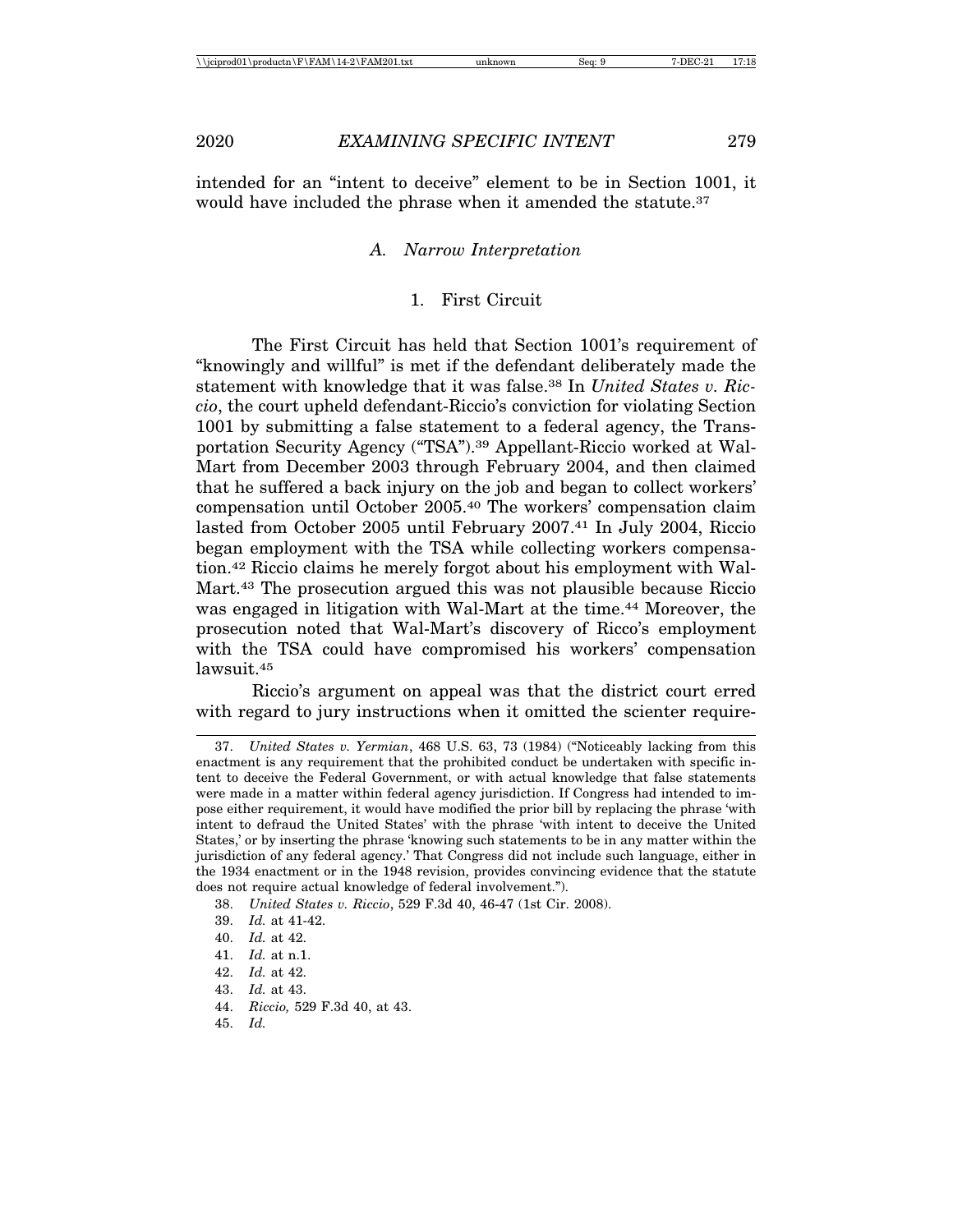intended for an "intent to deceive" element to be in Section 1001, it would have included the phrase when it amended the statute.[37]

### A. *Narrow Interpretation*

#### 1. First Circuit

The First Circuit has held that Section 1001's requirement of "knowingly and willful" is met if the defendant deliberately made the statement with knowledge that it was false.[38] In *United States v. Riccio*, the court upheld defendant-Riccio's conviction for violating Section 1001 by submitting a false statement to a federal agency, the Transportation Security Agency ("TSA").[39] Appellant-Riccio worked at Wal-Mart from December 2003 through February 2004, and then claimed that he suffered a back injury on the job and began to collect workers' compensation until October 2005.[40] The workers' compensation claim lasted from October 2005 until February 2007.[41] In July 2004, Riccio began employment with the TSA while collecting workers compensation.[42] Riccio claims he merely forgot about his employment with Wal-Mart.[43] The prosecution argued this was not plausible because Riccio was engaged in litigation with Wal-Mart at the time.[44] Moreover, the prosecution noted that Wal-Mart's discovery of Ricco's employment with the TSA could have compromised his workers' compensation lawsuit.[45]

Riccio's argument on appeal was that the district court erred with regard to jury instructions when it omitted the scienter require-

---

37. *United States v. Yermian*, 468 U.S. 63, 73 (1984) ("Noticeably lacking from this enactment is any requirement that the prohibited conduct be undertaken with specific intent to deceive the Federal Government, or with actual knowledge that false statements were made in a matter within federal agency jurisdiction. If Congress had intended to impose either requirement, it would have modified the prior bill by replacing the phrase 'with intent to defraud the United States' with the phrase 'with intent to deceive the United States,' or by inserting the phrase 'knowing such statements to be in any matter within the jurisdiction of any federal agency.' That Congress did not include such language, either in the 1934 enactment or in the 1948 revision, provides convincing evidence that the statute does not require actual knowledge of federal involvement.").

38. *United States v. Riccio*, 529 F.3d 40, 46-47 (1st Cir. 2008).

39. *Id.* at 41-42.

40. *Id.* at 42.

41. *Id.* at n.1.

42. *Id.* at 42.

43. *Id.* at 43.

44. *Riccio,* 529 F.3d 40, at 43.

45. *Id.*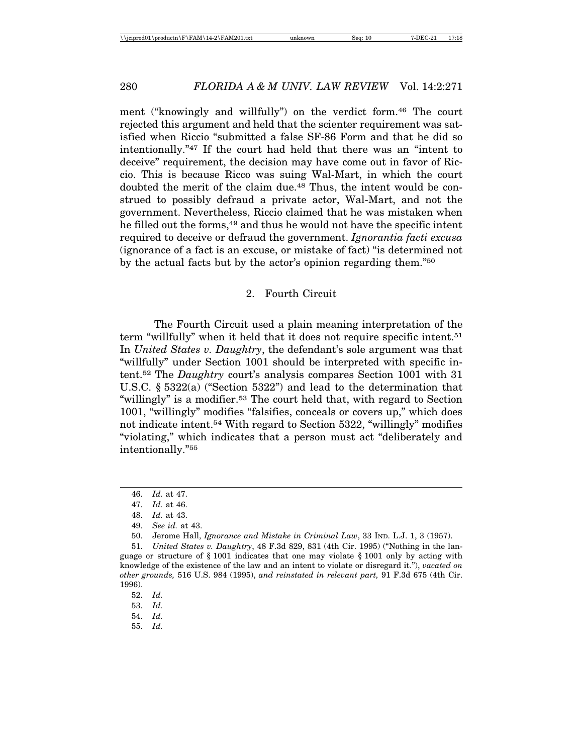ment ("knowingly and willfully") on the verdict form.[46] The court rejected this argument and held that the scienter requirement was satisfied when Riccio "submitted a false SF-86 Form and that he did so intentionally."[47] If the court had held that there was an "intent to deceive" requirement, the decision may have come out in favor of Riccio. This is because Ricco was suing Wal-Mart, in which the court doubted the merit of the claim due.[48] Thus, the intent would be construed to possibly defraud a private actor, Wal-Mart, and not the government. Nevertheless, Riccio claimed that he was mistaken when he filled out the forms,[49] and thus he would not have the specific intent required to deceive or defraud the government. *Ignorantia facti excusa* (ignorance of a fact is an excuse, or mistake of fact) "is determined not by the actual facts but by the actor's opinion regarding them."[50]

### 2. Fourth Circuit

The Fourth Circuit used a plain meaning interpretation of the term "willfully" when it held that it does not require specific intent.[51] In *United States v. Daughtry*, the defendant's sole argument was that "willfully" under Section 1001 should be interpreted with specific intent.[52] The *Daughtry* court's analysis compares Section 1001 with 31 U.S.C. § 5322(a) ("Section 5322") and lead to the determination that "willingly" is a modifier.[53] The court held that, with regard to Section 1001, "willingly" modifies "falsifies, conceals or covers up," which does not indicate intent.[54] With regard to Section 5322, "willingly" modifies "violating," which indicates that a person must act "deliberately and intentionally."[55]

---

46. *Id.* at 47.

47. *Id.* at 46.

48. *Id.* at 43.

49. *See id.* at 43.

50. Jerome Hall, *Ignorance and Mistake in Criminal Law*, 33 IND. L.J. 1, 3 (1957).

51. *United States v. Daughtry*, 48 F.3d 829, 831 (4th Cir. 1995) ("Nothing in the language or structure of § 1001 indicates that one may violate § 1001 only by acting with knowledge of the existence of the law and an intent to violate or disregard it."), *vacated on other grounds,* 516 U.S. 984 (1995), *and reinstated in relevant part,* 91 F.3d 675 (4th Cir. 1996).

52. *Id.*

53. *Id.*

54. *Id.*

55. *Id.*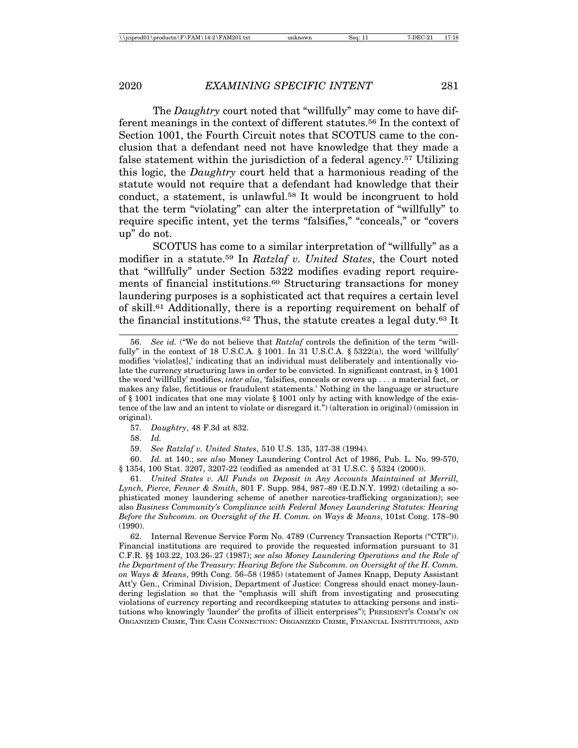The *Daughtry* court noted that "willfully" may come to have different meanings in the context of different statutes.[56] In the context of Section 1001, the Fourth Circuit notes that SCOTUS came to the conclusion that a defendant need not have knowledge that they made a false statement within the jurisdiction of a federal agency.[57] Utilizing this logic, the *Daughtry* court held that a harmonious reading of the statute would not require that a defendant had knowledge that their conduct, a statement, is unlawful.[58] It would be incongruent to hold that the term "violating" can alter the interpretation of "willfully" to require specific intent, yet the terms "falsifies," "conceals," or "covers up" do not.

SCOTUS has come to a similar interpretation of "willfully" as a modifier in a statute.[59] In *Ratzlaf v. United States*, the Court noted that "willfully" under Section 5322 modifies evading report requirements of financial institutions.[60] Structuring transactions for money laundering purposes is a sophisticated act that requires a certain level of skill.[61] Additionally, there is a reporting requirement on behalf of the financial institutions.[62] Thus, the statute creates a legal duty.[63] It

---

56. *See id.* ("We do not believe that *Ratzlaf* controls the definition of the term "willfully" in the context of 18 U.S.C.A. § 1001. In 31 U.S.C.A. § 5322(a), the word 'willfully' modifies 'violat[es],' indicating that an individual must deliberately and intentionally violate the currency structuring laws in order to be convicted. In significant contrast, in § 1001 the word 'willfully' modifies, *inter alia*, 'falsifies, conceals or covers up . . . a material fact, or makes any false, fictitious or fraudulent statements.' Nothing in the language or structure of § 1001 indicates that one may violate § 1001 only by acting with knowledge of the existence of the law and an intent to violate or disregard it.") (alteration in original) (omission in original).

57. *Daughtry*, 48 F.3d at 832.

58. *Id.*

59. *See Ratzlaf v. United States*, 510 U.S. 135, 137-38 (1994).

60. *Id.* at 140.; *see also* Money Laundering Control Act of 1986, Pub. L. No. 99-570, § 1354, 100 Stat. 3207, 3207-22 (codified as amended at 31 U.S.C. § 5324 (2000)).

61. *United States v. All Funds on Deposit in Any Accounts Maintained at Merrill, Lynch, Pierce, Fenner & Smith*, 801 F. Supp. 984, 987–89 (E.D.N.Y. 1992) (detailing a sophisticated money laundering scheme of another narcotics-trafficking organization); see also *Business Community's Compliance with Federal Money Laundering Statutes: Hearing Before the Subcomm. on Oversight of the H. Comm. on Ways & Means*, 101st Cong. 178–90 (1990).

62. Internal Revenue Service Form No. 4789 (Currency Transaction Reports ("CTR")). Financial institutions are required to provide the requested information pursuant to 31 C.F.R. §§ 103.22, 103.26-.27 (1987); *see also Money Laundering Operations and the Role of the Department of the Treasury: Hearing Before the Subcomm. on Oversight of the H. Comm. on Ways & Means*, 99th Cong. 56–58 (1985) (statement of James Knapp, Deputy Assistant Att'y Gen., Criminal Division, Department of Justice: Congress should enact money-laundering legislation so that the "emphasis will shift from investigating and prosecuting violations of currency reporting and recordkeeping statutes to attacking persons and institutions who knowingly 'launder' the profits of illicit enterprises"); PRESIDENT'S COMM'N ON ORGANIZED CRIME, THE CASH CONNECTION: ORGANIZED CRIME, FINANCIAL INSTITUTIONS, AND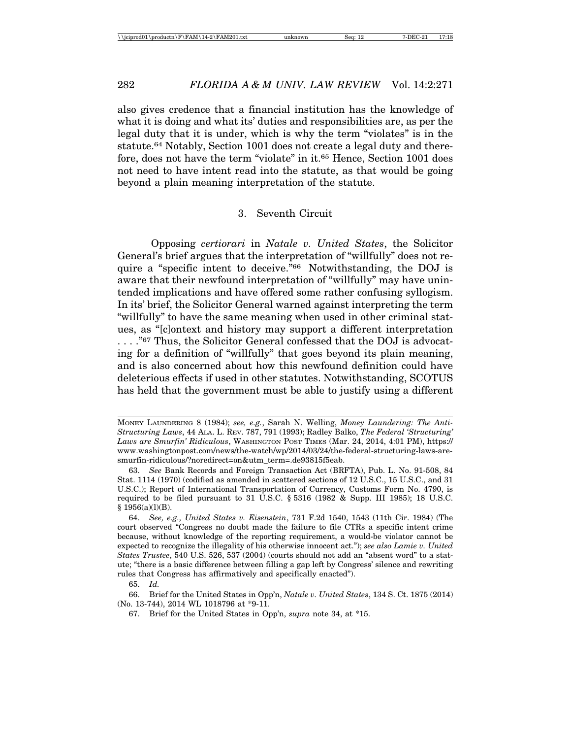also gives credence that a financial institution has the knowledge of what it is doing and what its' duties and responsibilities are, as per the legal duty that it is under, which is why the term "violates" is in the statute.[64] Notably, Section 1001 does not create a legal duty and therefore, does not have the term "violate" in it.[65] Hence, Section 1001 does not need to have intent read into the statute, as that would be going beyond a plain meaning interpretation of the statute.

### 3. Seventh Circuit

Opposing *certiorari* in *Natale v. United States*, the Solicitor General's brief argues that the interpretation of "willfully" does not require a "specific intent to deceive."[66] Notwithstanding, the DOJ is aware that their newfound interpretation of "willfully" may have unintended implications and have offered some rather confusing syllogism. In its' brief, the Solicitor General warned against interpreting the term "willfully" to have the same meaning when used in other criminal statues, as "[c]ontext and history may support a different interpretation . . . ."[67] Thus, the Solicitor General confessed that the DOJ is advocating for a definition of "willfully" that goes beyond its plain meaning, and is also concerned about how this newfound definition could have deleterious effects if used in other statutes. Notwithstanding, SCOTUS has held that the government must be able to justify using a different

---

MONEY LAUNDERING 8 (1984); *see, e.g.*, Sarah N. Welling, *Money Laundering: The Anti-Structuring Laws*, 44 ALA. L. REV. 787, 791 (1993); Radley Balko, *The Federal 'Structuring' Laws are Smurfin' Ridiculous*, WASHINGTON POST TIMES (Mar. 24, 2014, 4:01 PM), https://www.washingtonpost.com/news/the-watch/wp/2014/03/24/the-federal-structuring-laws-are-smurfin-ridiculous/?noredirect=on&utm_term=.de93815f5eab.

63. *See* Bank Records and Foreign Transaction Act (BRFTA), Pub. L. No. 91-508, 84 Stat. 1114 (1970) (codified as amended in scattered sections of 12 U.S.C., 15 U.S.C., and 31 U.S.C.); Report of International Transportation of Currency, Customs Form No. 4790, is required to be filed pursuant to 31 U.S.C. § 5316 (1982 & Supp. III 1985); 18 U.S.C. § 1956(a)(l)(B).

64. *See, e.g., United States v. Eisenstein*, 731 F.2d 1540, 1543 (11th Cir. 1984) (The court observed "Congress no doubt made the failure to file CTRs a specific intent crime because, without knowledge of the reporting requirement, a would-be violator cannot be expected to recognize the illegality of his otherwise innocent act."); *see also Lamie v. United States Trustee*, 540 U.S. 526, 537 (2004) (courts should not add an "absent word" to a statute; "there is a basic difference between filling a gap left by Congress' silence and rewriting rules that Congress has affirmatively and specifically enacted").

65. *Id.*

66. Brief for the United States in Opp'n, *Natale v. United States*, 134 S. Ct. 1875 (2014) (No. 13-744), 2014 WL 1018796 at *9-11.

67. Brief for the United States in Opp'n, *supra* note 34, at *15.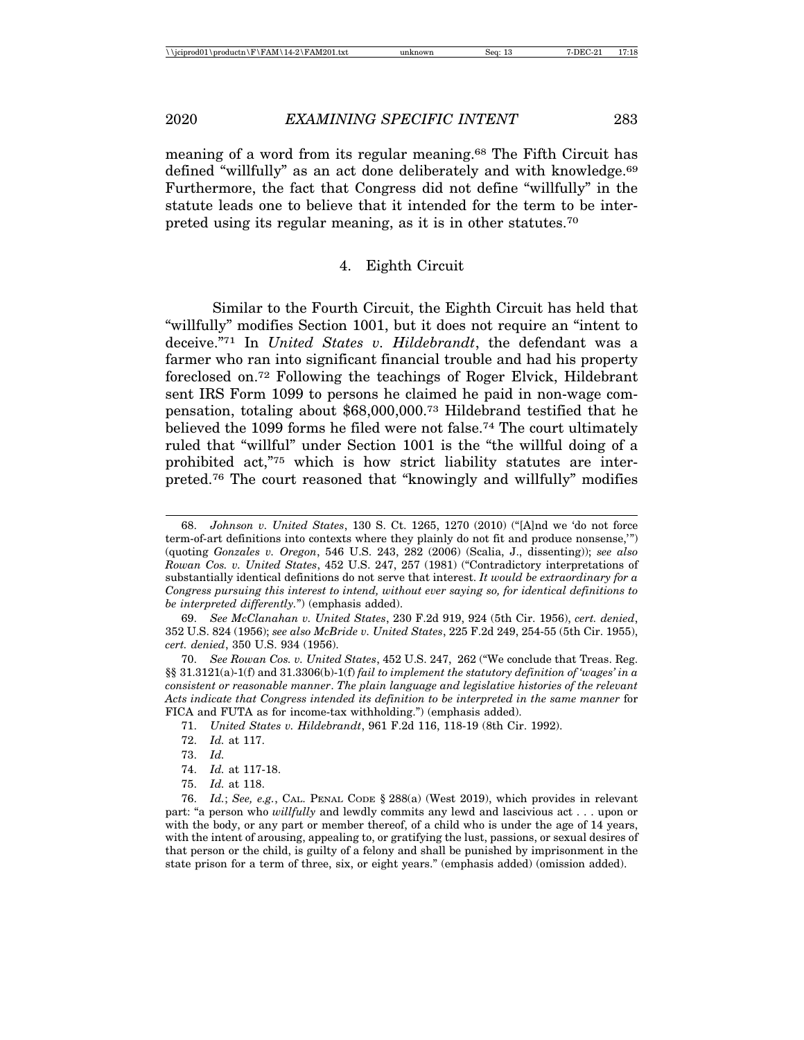meaning of a word from its regular meaning.[68] The Fifth Circuit has defined "willfully" as an act done deliberately and with knowledge.[69] Furthermore, the fact that Congress did not define "willfully" in the statute leads one to believe that it intended for the term to be interpreted using its regular meaning, as it is in other statutes.[70]

### 4. Eighth Circuit

Similar to the Fourth Circuit, the Eighth Circuit has held that "willfully" modifies Section 1001, but it does not require an "intent to deceive."[71] In *United States v. Hildebrandt*, the defendant was a farmer who ran into significant financial trouble and had his property foreclosed on.[72] Following the teachings of Roger Elvick, Hildebrant sent IRS Form 1099 to persons he claimed he paid in non-wage compensation, totaling about $68,000,000.[73] Hildebrand testified that he believed the 1099 forms he filed were not false.[74] The court ultimately ruled that "willful" under Section 1001 is the "the willful doing of a prohibited act,"[75] which is how strict liability statutes are interpreted.[76] The court reasoned that "knowingly and willfully" modifies

---

68. *Johnson v. United States*, 130 S. Ct. 1265, 1270 (2010) ("[A]nd we 'do not force term-of-art definitions into contexts where they plainly do not fit and produce nonsense,'") (quoting *Gonzales v. Oregon*, 546 U.S. 243, 282 (2006) (Scalia, J., dissenting)); *see also Rowan Cos. v. United States*, 452 U.S. 247, 257 (1981) ("Contradictory interpretations of substantially identical definitions do not serve that interest. *It would be extraordinary for a Congress pursuing this interest to intend, without ever saying so, for identical definitions to be interpreted differently.*") (emphasis added).

69. *See McClanahan v. United States*, 230 F.2d 919, 924 (5th Cir. 1956), *cert. denied*, 352 U.S. 824 (1956); *see also McBride v. United States*, 225 F.2d 249, 254-55 (5th Cir. 1955), *cert. denied*, 350 U.S. 934 (1956).

70. *See Rowan Cos. v. United States*, 452 U.S. 247, 262 ("We conclude that Treas. Reg. §§ 31.3121(a)-1(f) and 31.3306(b)-1(f) *fail to implement the statutory definition of 'wages' in a consistent or reasonable manner*. *The plain language and legislative histories of the relevant Acts indicate that Congress intended its definition to be interpreted in the same manner* for FICA and FUTA as for income-tax withholding.") (emphasis added).

71. *United States v. Hildebrandt*, 961 F.2d 116, 118-19 (8th Cir. 1992).

72. *Id.* at 117.

73. *Id.*

74. *Id.* at 117-18.

75. *Id.* at 118.

76. *Id.*; *See, e.g.*, CAL. PENAL CODE § 288(a) (West 2019), which provides in relevant part: "a person who *willfully* and lewdly commits any lewd and lascivious act . . . upon or with the body, or any part or member thereof, of a child who is under the age of 14 years, with the intent of arousing, appealing to, or gratifying the lust, passions, or sexual desires of that person or the child, is guilty of a felony and shall be punished by imprisonment in the state prison for a term of three, six, or eight years." (emphasis added) (omission added).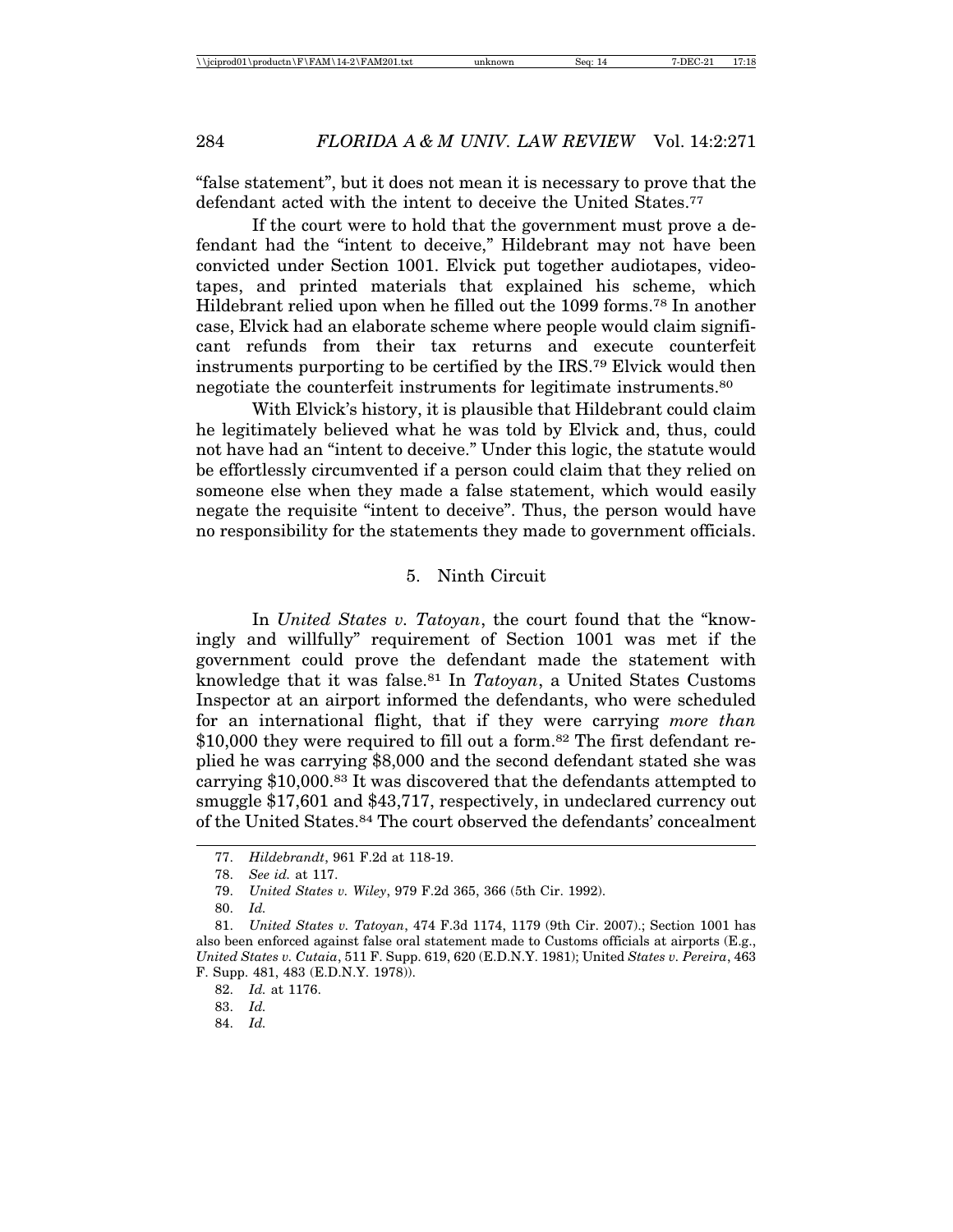"false statement", but it does not mean it is necessary to prove that the defendant acted with the intent to deceive the United States.[77]

If the court were to hold that the government must prove a defendant had the "intent to deceive," Hildebrant may not have been convicted under Section 1001. Elvick put together audiotapes, videotapes, and printed materials that explained his scheme, which Hildebrant relied upon when he filled out the 1099 forms.[78] In another case, Elvick had an elaborate scheme where people would claim significant refunds from their tax returns and execute counterfeit instruments purporting to be certified by the IRS.[79] Elvick would then negotiate the counterfeit instruments for legitimate instruments.[80]

With Elvick's history, it is plausible that Hildebrant could claim he legitimately believed what he was told by Elvick and, thus, could not have had an "intent to deceive." Under this logic, the statute would be effortlessly circumvented if a person could claim that they relied on someone else when they made a false statement, which would easily negate the requisite "intent to deceive". Thus, the person would have no responsibility for the statements they made to government officials.

### 5. Ninth Circuit

In *United States v. Tatoyan*, the court found that the "knowingly and willfully" requirement of Section 1001 was met if the government could prove the defendant made the statement with knowledge that it was false.[81] In *Tatoyan*, a United States Customs Inspector at an airport informed the defendants, who were scheduled for an international flight, that if they were carrying *more than* $10,000 they were required to fill out a form.[82] The first defendant replied he was carrying $8,000 and the second defendant stated she was carrying $10,000.[83] It was discovered that the defendants attempted to smuggle $17,601 and $43,717, respectively, in undeclared currency out of the United States.[84] The court observed the defendants' concealment

---

77. *Hildebrandt*, 961 F.2d at 118-19.
78. *See id.* at 117.
79. *United States v. Wiley*, 979 F.2d 365, 366 (5th Cir. 1992).
80. *Id.*
81. *United States v. Tatoyan*, 474 F.3d 1174, 1179 (9th Cir. 2007).; Section 1001 has also been enforced against false oral statement made to Customs officials at airports (E.g., *United States v. Cutaia*, 511 F. Supp. 619, 620 (E.D.N.Y. 1981); United *States v. Pereira*, 463 F. Supp. 481, 483 (E.D.N.Y. 1978)).
82. *Id.* at 1176.
83. *Id.*
84. *Id.*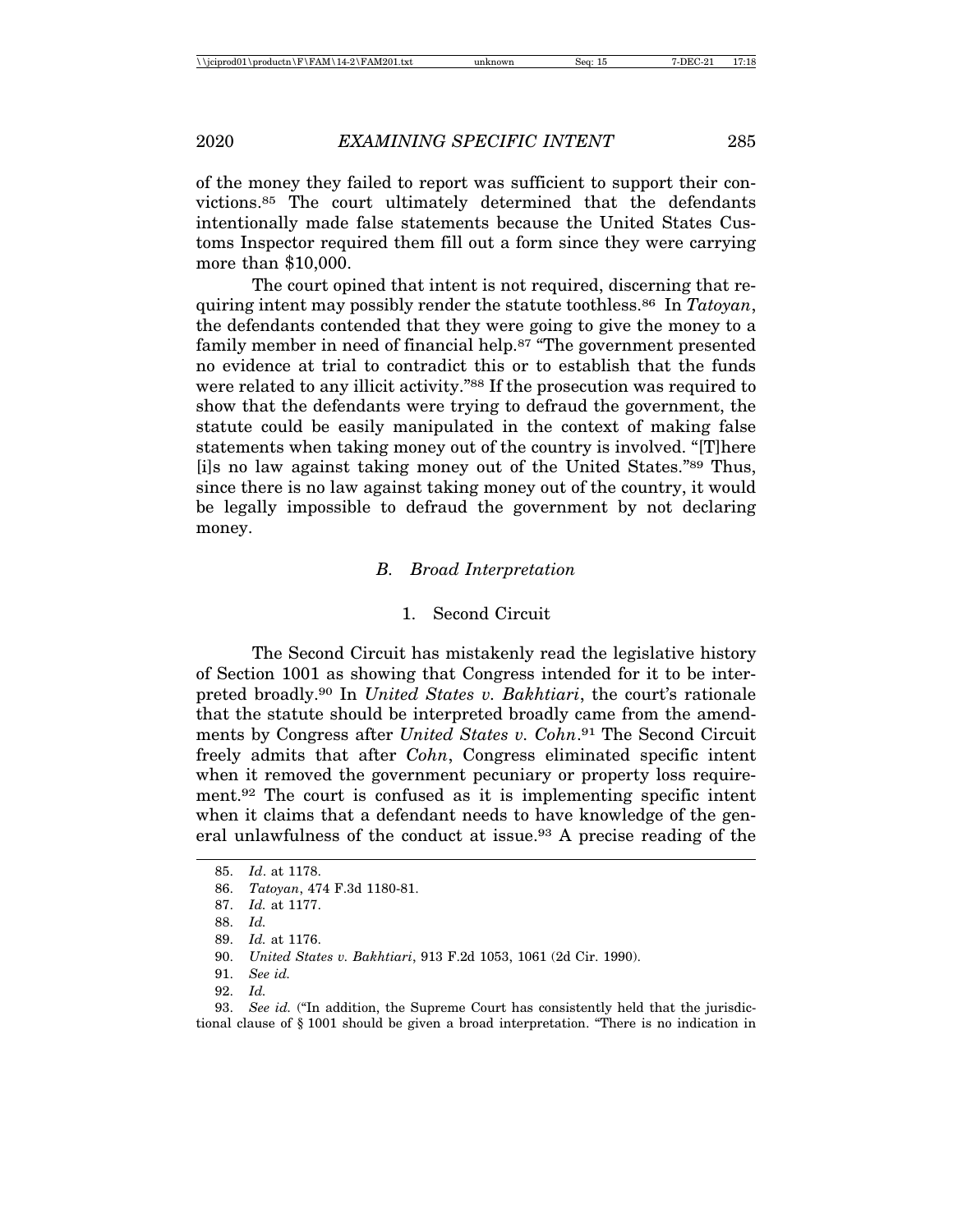of the money they failed to report was sufficient to support their convictions.[85] The court ultimately determined that the defendants intentionally made false statements because the United States Customs Inspector required them fill out a form since they were carrying more than $10,000.

The court opined that intent is not required, discerning that requiring intent may possibly render the statute toothless.[86] In *Tatoyan*, the defendants contended that they were going to give the money to a family member in need of financial help.[87] "The government presented no evidence at trial to contradict this or to establish that the funds were related to any illicit activity."[88] If the prosecution was required to show that the defendants were trying to defraud the government, the statute could be easily manipulated in the context of making false statements when taking money out of the country is involved. "[T]here [i]s no law against taking money out of the United States."[89] Thus, since there is no law against taking money out of the country, it would be legally impossible to defraud the government by not declaring money.

### *B. Broad Interpretation*

#### 1. Second Circuit

The Second Circuit has mistakenly read the legislative history of Section 1001 as showing that Congress intended for it to be interpreted broadly.[90] In *United States v. Bakhtiari*, the court's rationale that the statute should be interpreted broadly came from the amendments by Congress after *United States v. Cohn*.[91] The Second Circuit freely admits that after *Cohn*, Congress eliminated specific intent when it removed the government pecuniary or property loss requirement.[92] The court is confused as it is implementing specific intent when it claims that a defendant needs to have knowledge of the general unlawfulness of the conduct at issue.[93] A precise reading of the

---

85. *Id*. at 1178.

86. *Tatoyan*, 474 F.3d 1180-81.

87. *Id.* at 1177.

88. *Id.*

89. *Id.* at 1176.

90. *United States v. Bakhtiari*, 913 F.2d 1053, 1061 (2d Cir. 1990).

91. *See id.*

92. *Id.*

93. *See id.* ("In addition, the Supreme Court has consistently held that the jurisdictional clause of § 1001 should be given a broad interpretation. "There is no indication in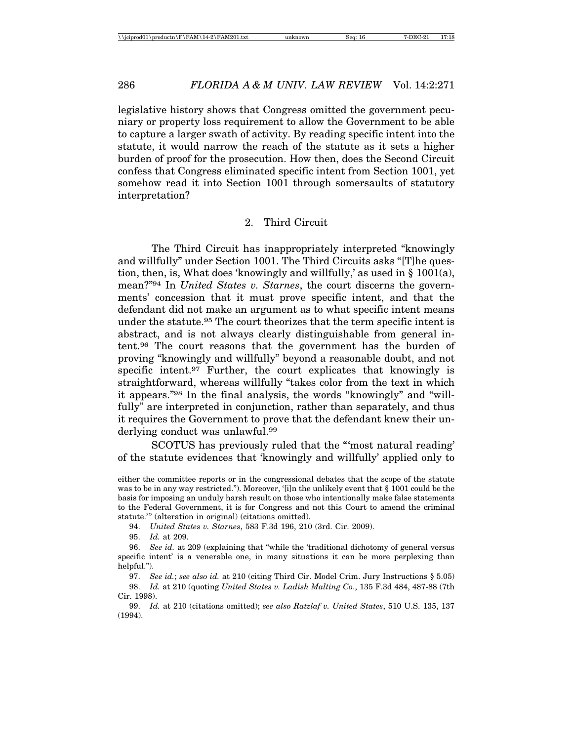legislative history shows that Congress omitted the government pecuniary or property loss requirement to allow the Government to be able to capture a larger swath of activity. By reading specific intent into the statute, it would narrow the reach of the statute as it sets a higher burden of proof for the prosecution. How then, does the Second Circuit confess that Congress eliminated specific intent from Section 1001, yet somehow read it into Section 1001 through somersaults of statutory interpretation?

### 2. Third Circuit

The Third Circuit has inappropriately interpreted "knowingly and willfully" under Section 1001. The Third Circuits asks "[T]he question, then, is, What does 'knowingly and willfully,' as used in § 1001(a), mean?"[94] In *United States v. Starnes*, the court discerns the governments' concession that it must prove specific intent, and that the defendant did not make an argument as to what specific intent means under the statute.[95] The court theorizes that the term specific intent is abstract, and is not always clearly distinguishable from general intent.[96] The court reasons that the government has the burden of proving "knowingly and willfully" beyond a reasonable doubt, and not specific intent.[97] Further, the court explicates that knowingly is straightforward, whereas willfully "takes color from the text in which it appears."[98] In the final analysis, the words "knowingly" and "willfully" are interpreted in conjunction, rather than separately, and thus it requires the Government to prove that the defendant knew their underlying conduct was unlawful.[99]

SCOTUS has previously ruled that the "'most natural reading' of the statute evidences that 'knowingly and willfully' applied only to

---

either the committee reports or in the congressional debates that the scope of the statute was to be in any way restricted."). Moreover, '[i]n the unlikely event that § 1001 could be the basis for imposing an unduly harsh result on those who intentionally make false statements to the Federal Government, it is for Congress and not this Court to amend the criminal statute.'" (alteration in original) (citations omitted).

94. *United States v. Starnes*, 583 F.3d 196, 210 (3rd. Cir. 2009).

95. *Id.* at 209.

96. *See id.* at 209 (explaining that "while the 'traditional dichotomy of general versus specific intent' is a venerable one, in many situations it can be more perplexing than helpful.").

97. *See id.*; *see also id.* at 210 (citing Third Cir. Model Crim. Jury Instructions § 5.05)

98. *Id.* at 210 (quoting *United States v. Ladish Malting Co*., 135 F.3d 484, 487-88 (7th Cir. 1998).

99. *Id.* at 210 (citations omitted); *see also Ratzlaf v. United States*, 510 U.S. 135, 137 (1994).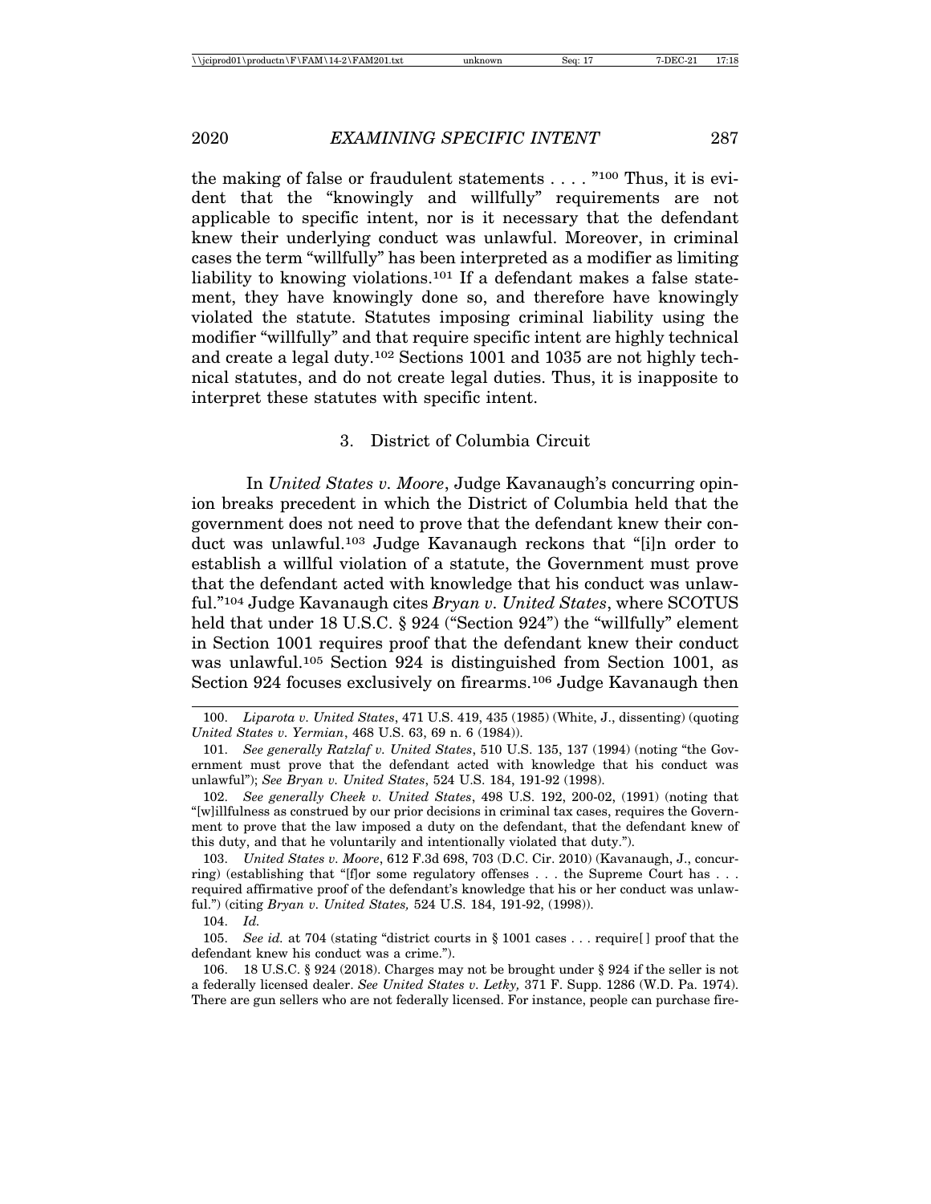the making of false or fraudulent statements . . . . "[100] Thus, it is evident that the "knowingly and willfully" requirements are not applicable to specific intent, nor is it necessary that the defendant knew their underlying conduct was unlawful. Moreover, in criminal cases the term "willfully" has been interpreted as a modifier as limiting liability to knowing violations.[101] If a defendant makes a false statement, they have knowingly done so, and therefore have knowingly violated the statute. Statutes imposing criminal liability using the modifier "willfully" and that require specific intent are highly technical and create a legal duty.[102] Sections 1001 and 1035 are not highly technical statutes, and do not create legal duties. Thus, it is inapposite to interpret these statutes with specific intent.

### 3. District of Columbia Circuit

In *United States v. Moore*, Judge Kavanaugh's concurring opinion breaks precedent in which the District of Columbia held that the government does not need to prove that the defendant knew their conduct was unlawful.[103] Judge Kavanaugh reckons that "[i]n order to establish a willful violation of a statute, the Government must prove that the defendant acted with knowledge that his conduct was unlawful."[104] Judge Kavanaugh cites *Bryan v. United States*, where SCOTUS held that under 18 U.S.C. § 924 ("Section 924") the "willfully" element in Section 1001 requires proof that the defendant knew their conduct was unlawful.[105] Section 924 is distinguished from Section 1001, as Section 924 focuses exclusively on firearms.[106] Judge Kavanaugh then

---

100. *Liparota v. United States*, 471 U.S. 419, 435 (1985) (White, J., dissenting) (quoting *United States v. Yermian*, 468 U.S. 63, 69 n. 6 (1984)).

101. *See generally Ratzlaf v. United States*, 510 U.S. 135, 137 (1994) (noting "the Government must prove that the defendant acted with knowledge that his conduct was unlawful"); *See Bryan v. United States*, 524 U.S. 184, 191-92 (1998).

102. *See generally Cheek v. United States*, 498 U.S. 192, 200-02, (1991) (noting that "[w]illfulness as construed by our prior decisions in criminal tax cases, requires the Government to prove that the law imposed a duty on the defendant, that the defendant knew of this duty, and that he voluntarily and intentionally violated that duty.").

103. *United States v. Moore*, 612 F.3d 698, 703 (D.C. Cir. 2010) (Kavanaugh, J., concurring) (establishing that "[f]or some regulatory offenses . . . the Supreme Court has . . . required affirmative proof of the defendant's knowledge that his or her conduct was unlawful.") (citing *Bryan v. United States,* 524 U.S. 184, 191-92, (1998)).

104. *Id.*

105. *See id.* at 704 (stating "district courts in § 1001 cases . . . require[ ] proof that the defendant knew his conduct was a crime.").

106. 18 U.S.C. § 924 (2018). Charges may not be brought under § 924 if the seller is not a federally licensed dealer. *See United States v. Letky,* 371 F. Supp. 1286 (W.D. Pa. 1974). There are gun sellers who are not federally licensed. For instance, people can purchase fire-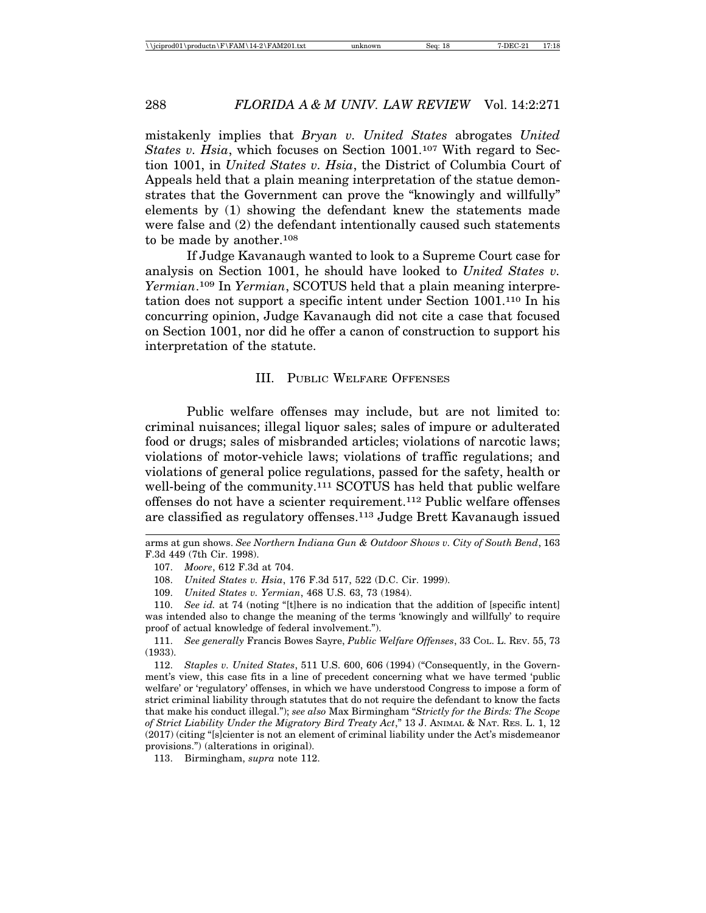mistakenly implies that *Bryan v. United States* abrogates *United States v. Hsia*, which focuses on Section 1001.[107] With regard to Section 1001, in *United States v. Hsia*, the District of Columbia Court of Appeals held that a plain meaning interpretation of the statue demonstrates that the Government can prove the "knowingly and willfully" elements by (1) showing the defendant knew the statements made were false and (2) the defendant intentionally caused such statements to be made by another.[108]

If Judge Kavanaugh wanted to look to a Supreme Court case for analysis on Section 1001, he should have looked to *United States v. Yermian*.[109] In *Yermian*, SCOTUS held that a plain meaning interpretation does not support a specific intent under Section 1001.[110] In his concurring opinion, Judge Kavanaugh did not cite a case that focused on Section 1001, nor did he offer a canon of construction to support his interpretation of the statute.

## III. Public Welfare Offenses

Public welfare offenses may include, but are not limited to: criminal nuisances; illegal liquor sales; sales of impure or adulterated food or drugs; sales of misbranded articles; violations of narcotic laws; violations of motor-vehicle laws; violations of traffic regulations; and violations of general police regulations, passed for the safety, health or well-being of the community.[111] SCOTUS has held that public welfare offenses do not have a scienter requirement.[112] Public welfare offenses are classified as regulatory offenses.[113] Judge Brett Kavanaugh issued

---

arms at gun shows. *See Northern Indiana Gun & Outdoor Shows v. City of South Bend*, 163 F.3d 449 (7th Cir. 1998).

107. *Moore*, 612 F.3d at 704.

108. *United States v. Hsia*, 176 F.3d 517, 522 (D.C. Cir. 1999).

109. *United States v. Yermian*, 468 U.S. 63, 73 (1984).

110. *See id.* at 74 (noting "[t]here is no indication that the addition of [specific intent] was intended also to change the meaning of the terms 'knowingly and willfully' to require proof of actual knowledge of federal involvement.").

111. *See generally* Francis Bowes Sayre, *Public Welfare Offenses*, 33 Col. L. Rev. 55, 73 (1933).

112. *Staples v. United States*, 511 U.S. 600, 606 (1994) ("Consequently, in the Government's view, this case fits in a line of precedent concerning what we have termed 'public welfare' or 'regulatory' offenses, in which we have understood Congress to impose a form of strict criminal liability through statutes that do not require the defendant to know the facts that make his conduct illegal."); *see also* Max Birmingham "*Strictly for the Birds: The Scope of Strict Liability Under the Migratory Bird Treaty Act*," 13 J. Animal & Nat. Res. L. 1, 12 (2017) (citing "[s]cienter is not an element of criminal liability under the Act's misdemeanor provisions.") (alterations in original).

113. Birmingham, *supra* note 112.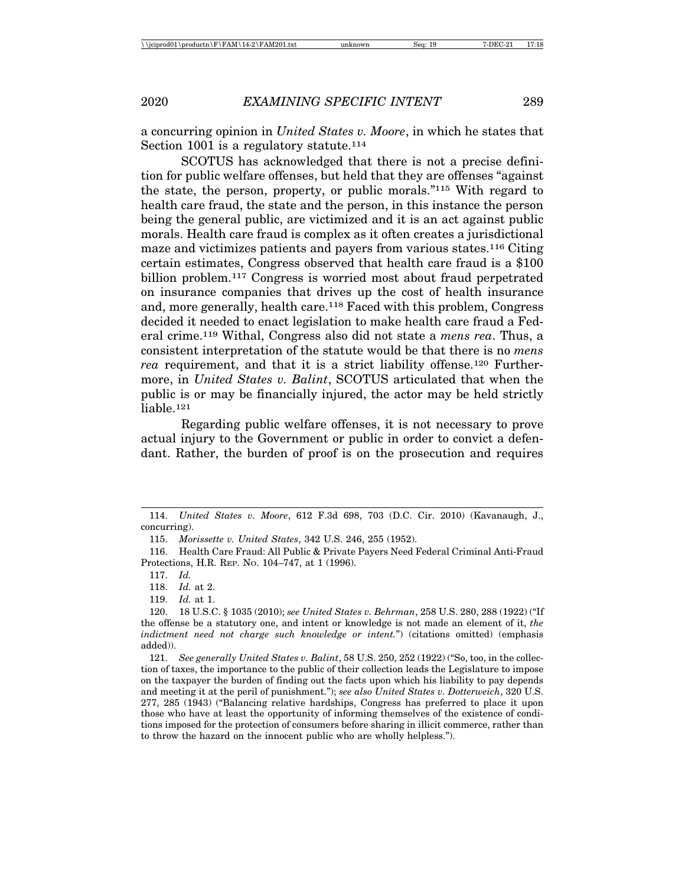a concurring opinion in *United States v. Moore*, in which he states that Section 1001 is a regulatory statute.[114]

SCOTUS has acknowledged that there is not a precise definition for public welfare offenses, but held that they are offenses "against the state, the person, property, or public morals."[115] With regard to health care fraud, the state and the person, in this instance the person being the general public, are victimized and it is an act against public morals. Health care fraud is complex as it often creates a jurisdictional maze and victimizes patients and payers from various states.[116] Citing certain estimates, Congress observed that health care fraud is a $100 billion problem.[117] Congress is worried most about fraud perpetrated on insurance companies that drives up the cost of health insurance and, more generally, health care.[118] Faced with this problem, Congress decided it needed to enact legislation to make health care fraud a Federal crime.[119] Withal, Congress also did not state a *mens rea*. Thus, a consistent interpretation of the statute would be that there is no *mens rea* requirement, and that it is a strict liability offense.[120] Furthermore, in *United States v. Balint*, SCOTUS articulated that when the public is or may be financially injured, the actor may be held strictly liable.[121]

Regarding public welfare offenses, it is not necessary to prove actual injury to the Government or public in order to convict a defendant. Rather, the burden of proof is on the prosecution and requires

---

114. *United States v. Moore*, 612 F.3d 698, 703 (D.C. Cir. 2010) (Kavanaugh, J., concurring).

115. *Morissette v. United States*, 342 U.S. 246, 255 (1952).

116. Health Care Fraud: All Public & Private Payers Need Federal Criminal Anti-Fraud Protections, H.R. Rep. No. 104–747, at 1 (1996).

117. *Id.*

118. *Id.* at 2.

119. *Id.* at 1.

120. 18 U.S.C. § 1035 (2010); *see United States v. Behrman*, 258 U.S. 280, 288 (1922) ("If the offense be a statutory one, and intent or knowledge is not made an element of it, *the indictment need not charge such knowledge or intent.*") (citations omitted) (emphasis added)).

121. *See generally United States v. Balint*, 58 U.S. 250, 252 (1922) ("So, too, in the collection of taxes, the importance to the public of their collection leads the Legislature to impose on the taxpayer the burden of finding out the facts upon which his liability to pay depends and meeting it at the peril of punishment."); *see also United States v. Dotterweich*, 320 U.S. 277, 285 (1943) ("Balancing relative hardships, Congress has preferred to place it upon those who have at least the opportunity of informing themselves of the existence of conditions imposed for the protection of consumers before sharing in illicit commerce, rather than to throw the hazard on the innocent public who are wholly helpless.").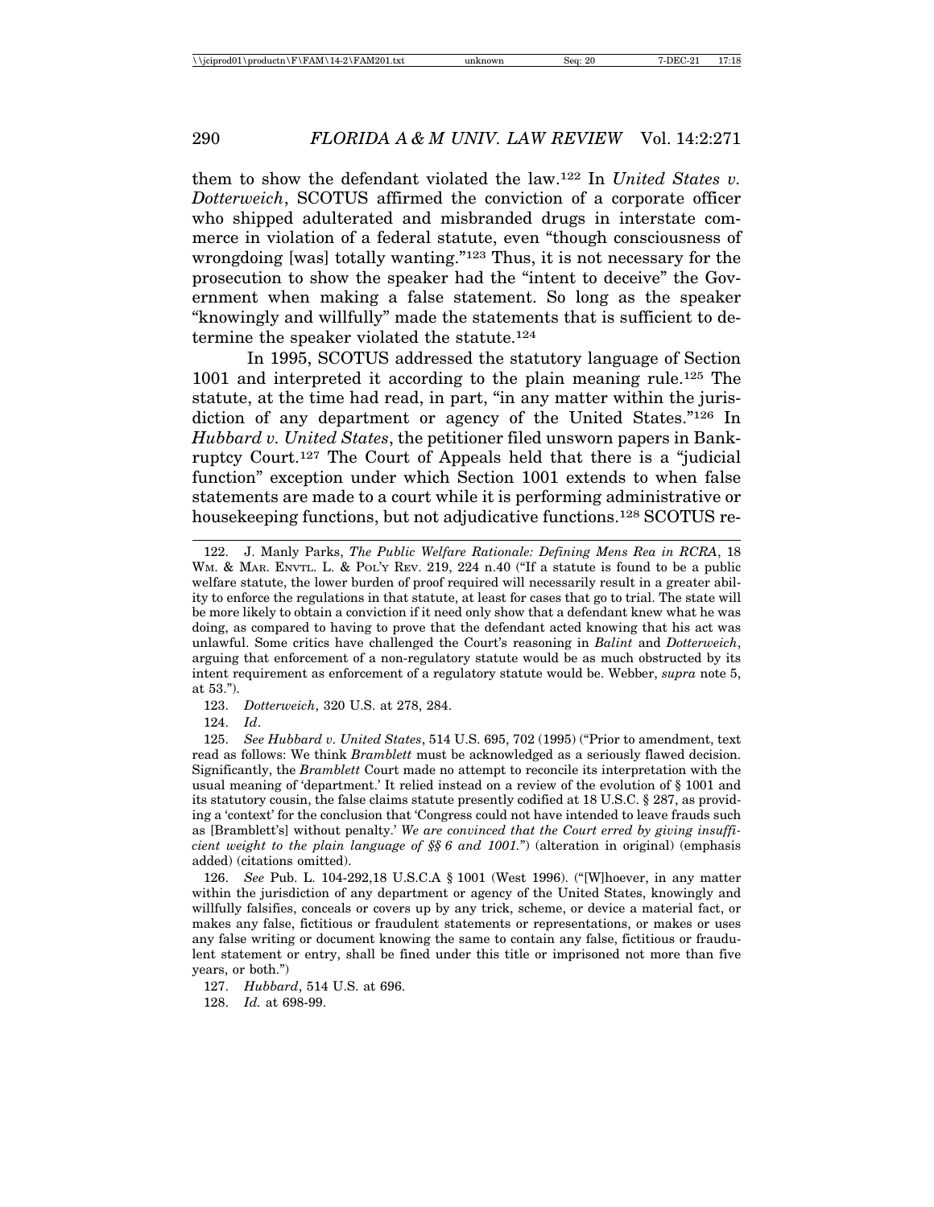them to show the defendant violated the law.[122] In *United States v. Dotterweich*, SCOTUS affirmed the conviction of a corporate officer who shipped adulterated and misbranded drugs in interstate commerce in violation of a federal statute, even "though consciousness of wrongdoing [was] totally wanting."[123] Thus, it is not necessary for the prosecution to show the speaker had the "intent to deceive" the Government when making a false statement. So long as the speaker "knowingly and willfully" made the statements that is sufficient to determine the speaker violated the statute.[124]

In 1995, SCOTUS addressed the statutory language of Section 1001 and interpreted it according to the plain meaning rule.[125] The statute, at the time had read, in part, "in any matter within the jurisdiction of any department or agency of the United States."[126] In *Hubbard v. United States*, the petitioner filed unsworn papers in Bankruptcy Court.[127] The Court of Appeals held that there is a "judicial function" exception under which Section 1001 extends to when false statements are made to a court while it is performing administrative or housekeeping functions, but not adjudicative functions.[128] SCOTUS re-

---

122. J. Manly Parks, *The Public Welfare Rationale: Defining Mens Rea in RCRA*, 18 WM. & MAR. ENVTL. L. & POL'Y REV. 219, 224 n.40 ("If a statute is found to be a public welfare statute, the lower burden of proof required will necessarily result in a greater ability to enforce the regulations in that statute, at least for cases that go to trial. The state will be more likely to obtain a conviction if it need only show that a defendant knew what he was doing, as compared to having to prove that the defendant acted knowing that his act was unlawful. Some critics have challenged the Court's reasoning in *Balint* and *Dotterweich*, arguing that enforcement of a non-regulatory statute would be as much obstructed by its intent requirement as enforcement of a regulatory statute would be. Webber, *supra* note 5, at 53.").

123. *Dotterweich*, 320 U.S. at 278, 284.

124. *Id*.

125. *See Hubbard v. United States*, 514 U.S. 695, 702 (1995) ("Prior to amendment, text read as follows: We think *Bramblett* must be acknowledged as a seriously flawed decision. Significantly, the *Bramblett* Court made no attempt to reconcile its interpretation with the usual meaning of 'department.' It relied instead on a review of the evolution of § 1001 and its statutory cousin, the false claims statute presently codified at 18 U.S.C. § 287, as providing a 'context' for the conclusion that 'Congress could not have intended to leave frauds such as [Bramblett's] without penalty.' *We are convinced that the Court erred by giving insufficient weight to the plain language of §§ 6 and 1001.*") (alteration in original) (emphasis added) (citations omitted).

126. *See* Pub. L. 104-292,18 U.S.C.A § 1001 (West 1996). ("[W]hoever, in any matter within the jurisdiction of any department or agency of the United States, knowingly and willfully falsifies, conceals or covers up by any trick, scheme, or device a material fact, or makes any false, fictitious or fraudulent statements or representations, or makes or uses any false writing or document knowing the same to contain any false, fictitious or fraudulent statement or entry, shall be fined under this title or imprisoned not more than five years, or both.")

127. *Hubbard*, 514 U.S. at 696.

128. *Id.* at 698-99.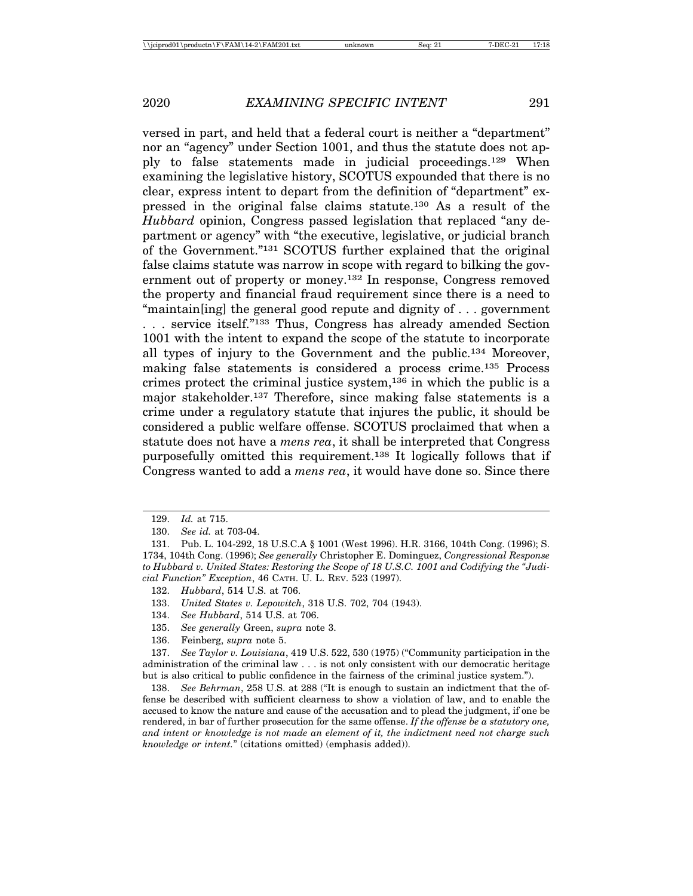versed in part, and held that a federal court is neither a "department" nor an "agency" under Section 1001, and thus the statute does not apply to false statements made in judicial proceedings.[129] When examining the legislative history, SCOTUS expounded that there is no clear, express intent to depart from the definition of "department" expressed in the original false claims statute.[130] As a result of the *Hubbard* opinion, Congress passed legislation that replaced "any department or agency" with "the executive, legislative, or judicial branch of the Government."[131] SCOTUS further explained that the original false claims statute was narrow in scope with regard to bilking the government out of property or money.[132] In response, Congress removed the property and financial fraud requirement since there is a need to "maintain[ing] the general good repute and dignity of . . . government . . . service itself."[133] Thus, Congress has already amended Section 1001 with the intent to expand the scope of the statute to incorporate all types of injury to the Government and the public.[134] Moreover, making false statements is considered a process crime.[135] Process crimes protect the criminal justice system,[136] in which the public is a major stakeholder.[137] Therefore, since making false statements is a crime under a regulatory statute that injures the public, it should be considered a public welfare offense. SCOTUS proclaimed that when a statute does not have a *mens rea*, it shall be interpreted that Congress purposefully omitted this requirement.[138] It logically follows that if Congress wanted to add a *mens rea*, it would have done so. Since there

---

129. *Id.* at 715.

130. *See id.* at 703-04.

131. Pub. L. 104-292, 18 U.S.C.A § 1001 (West 1996). H.R. 3166, 104th Cong. (1996); S. 1734, 104th Cong. (1996); *See generally* Christopher E. Dominguez, *Congressional Response to Hubbard v. United States: Restoring the Scope of 18 U.S.C. 1001 and Codifying the "Judicial Function" Exception*, 46 CATH. U. L. REV. 523 (1997).

132. *Hubbard*, 514 U.S. at 706.

133. *United States v. Lepowitch*, 318 U.S. 702, 704 (1943).

134. *See Hubbard*, 514 U.S. at 706.

135. *See generally* Green, *supra* note 3.

136. Feinberg, *supra* note 5.

137. *See Taylor v. Louisiana*, 419 U.S. 522, 530 (1975) ("Community participation in the administration of the criminal law . . . is not only consistent with our democratic heritage but is also critical to public confidence in the fairness of the criminal justice system.").

138. *See Behrman*, 258 U.S. at 288 ("It is enough to sustain an indictment that the offense be described with sufficient clearness to show a violation of law, and to enable the accused to know the nature and cause of the accusation and to plead the judgment, if one be rendered, in bar of further prosecution for the same offense. *If the offense be a statutory one, and intent or knowledge is not made an element of it, the indictment need not charge such knowledge or intent.*" (citations omitted) (emphasis added)).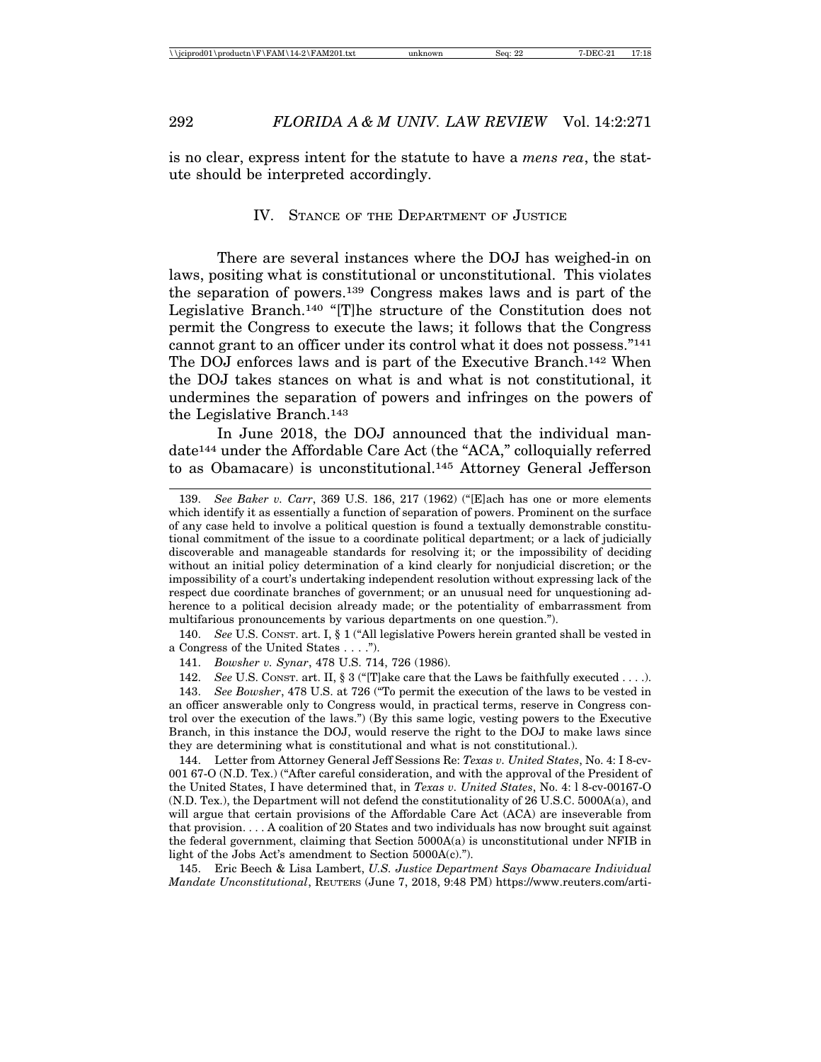is no clear, express intent for the statute to have a *mens rea*, the statute should be interpreted accordingly.

## IV. Stance of the Department of Justice

There are several instances where the DOJ has weighed-in on laws, positing what is constitutional or unconstitutional. This violates the separation of powers.[139] Congress makes laws and is part of the Legislative Branch.[140] "[T]he structure of the Constitution does not permit the Congress to execute the laws; it follows that the Congress cannot grant to an officer under its control what it does not possess."[141] The DOJ enforces laws and is part of the Executive Branch.[142] When the DOJ takes stances on what is and what is not constitutional, it undermines the separation of powers and infringes on the powers of the Legislative Branch.[143]

In June 2018, the DOJ announced that the individual mandate[144] under the Affordable Care Act (the "ACA," colloquially referred to as Obamacare) is unconstitutional.[145] Attorney General Jefferson

---

139. *See Baker v. Carr*, 369 U.S. 186, 217 (1962) ("[E]ach has one or more elements which identify it as essentially a function of separation of powers. Prominent on the surface of any case held to involve a political question is found a textually demonstrable constitutional commitment of the issue to a coordinate political department; or a lack of judicially discoverable and manageable standards for resolving it; or the impossibility of deciding without an initial policy determination of a kind clearly for nonjudicial discretion; or the impossibility of a court's undertaking independent resolution without expressing lack of the respect due coordinate branches of government; or an unusual need for unquestioning adherence to a political decision already made; or the potentiality of embarrassment from multifarious pronouncements by various departments on one question.").

140. *See* U.S. Const. art. I, § 1 ("All legislative Powers herein granted shall be vested in a Congress of the United States . . . .").

141. *Bowsher v. Synar*, 478 U.S. 714, 726 (1986).

142. *See* U.S. Const. art. II, § 3 ("[T]ake care that the Laws be faithfully executed . . . .).

143. *See Bowsher*, 478 U.S. at 726 ("To permit the execution of the laws to be vested in an officer answerable only to Congress would, in practical terms, reserve in Congress control over the execution of the laws.") (By this same logic, vesting powers to the Executive Branch, in this instance the DOJ, would reserve the right to the DOJ to make laws since they are determining what is constitutional and what is not constitutional.).

144. Letter from Attorney General Jeff Sessions Re: *Texas v. United States*, No. 4: I 8-cv-001 67-O (N.D. Tex.) ("After careful consideration, and with the approval of the President of the United States, I have determined that, in *Texas v. United States*, No. 4: l 8-cv-00167-O (N.D. Tex.), the Department will not defend the constitutionality of 26 U.S.C. 5000A(a), and will argue that certain provisions of the Affordable Care Act (ACA) are inseverable from that provision. . . . A coalition of 20 States and two individuals has now brought suit against the federal government, claiming that Section 5000A(a) is unconstitutional under NFIB in light of the Jobs Act's amendment to Section 5000A(c).").

145. Eric Beech & Lisa Lambert, *U.S. Justice Department Says Obamacare Individual Mandate Unconstitutional*, Reuters (June 7, 2018, 9:48 PM) https://www.reuters.com/arti-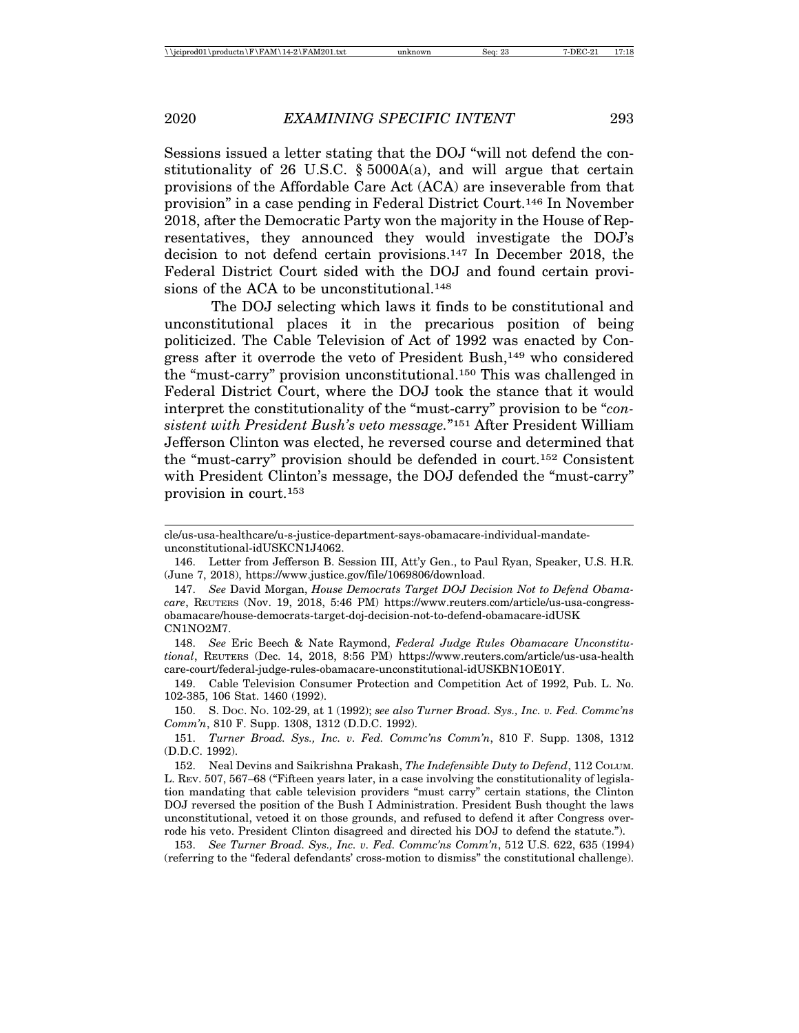Sessions issued a letter stating that the DOJ "will not defend the constitutionality of 26 U.S.C. § 5000A(a), and will argue that certain provisions of the Affordable Care Act (ACA) are inseverable from that provision" in a case pending in Federal District Court.[146] In November 2018, after the Democratic Party won the majority in the House of Representatives, they announced they would investigate the DOJ's decision to not defend certain provisions.[147] In December 2018, the Federal District Court sided with the DOJ and found certain provisions of the ACA to be unconstitutional.[148]

The DOJ selecting which laws it finds to be constitutional and unconstitutional places it in the precarious position of being politicized. The Cable Television of Act of 1992 was enacted by Congress after it overrode the veto of President Bush,[149] who considered the "must-carry" provision unconstitutional.[150] This was challenged in Federal District Court, where the DOJ took the stance that it would interpret the constitutionality of the "must-carry" provision to be "*consistent with President Bush's veto message.*"[151] After President William Jefferson Clinton was elected, he reversed course and determined that the "must-carry" provision should be defended in court.[152] Consistent with President Clinton's message, the DOJ defended the "must-carry" provision in court.[153]

---

cle/us-usa-healthcare/u-s-justice-department-says-obamacare-individual-mandate-unconstitutional-idUSKCN1J4062.

146. Letter from Jefferson B. Session III, Att'y Gen., to Paul Ryan, Speaker, U.S. H.R. (June 7, 2018), https://www.justice.gov/file/1069806/download.

147. *See* David Morgan, *House Democrats Target DOJ Decision Not to Defend Obamacare*, REUTERS (Nov. 19, 2018, 5:46 PM) https://www.reuters.com/article/us-usa-congress-obamacare/house-democrats-target-doj-decision-not-to-defend-obamacare-idUSKCN1NO2M7.

148. *See* Eric Beech & Nate Raymond, *Federal Judge Rules Obamacare Unconstitutional*, REUTERS (Dec. 14, 2018, 8:56 PM) https://www.reuters.com/article/us-usa-healthcare-court/federal-judge-rules-obamacare-unconstitutional-idUSKBN1OE01Y.

149. Cable Television Consumer Protection and Competition Act of 1992, Pub. L. No. 102-385, 106 Stat. 1460 (1992).

150. S. DOC. NO. 102-29, at 1 (1992); *see also Turner Broad. Sys., Inc. v. Fed. Commc'ns Comm'n*, 810 F. Supp. 1308, 1312 (D.D.C. 1992).

151. *Turner Broad. Sys., Inc. v. Fed. Commc'ns Comm'n*, 810 F. Supp. 1308, 1312 (D.D.C. 1992).

152. Neal Devins and Saikrishna Prakash, *The Indefensible Duty to Defend*, 112 COLUM. L. REV. 507, 567–68 ("Fifteen years later, in a case involving the constitutionality of legislation mandating that cable television providers "must carry" certain stations, the Clinton DOJ reversed the position of the Bush I Administration. President Bush thought the laws unconstitutional, vetoed it on those grounds, and refused to defend it after Congress overrode his veto. President Clinton disagreed and directed his DOJ to defend the statute.").

153. *See Turner Broad. Sys., Inc. v. Fed. Commc'ns Comm'n*, 512 U.S. 622, 635 (1994) (referring to the "federal defendants' cross-motion to dismiss" the constitutional challenge).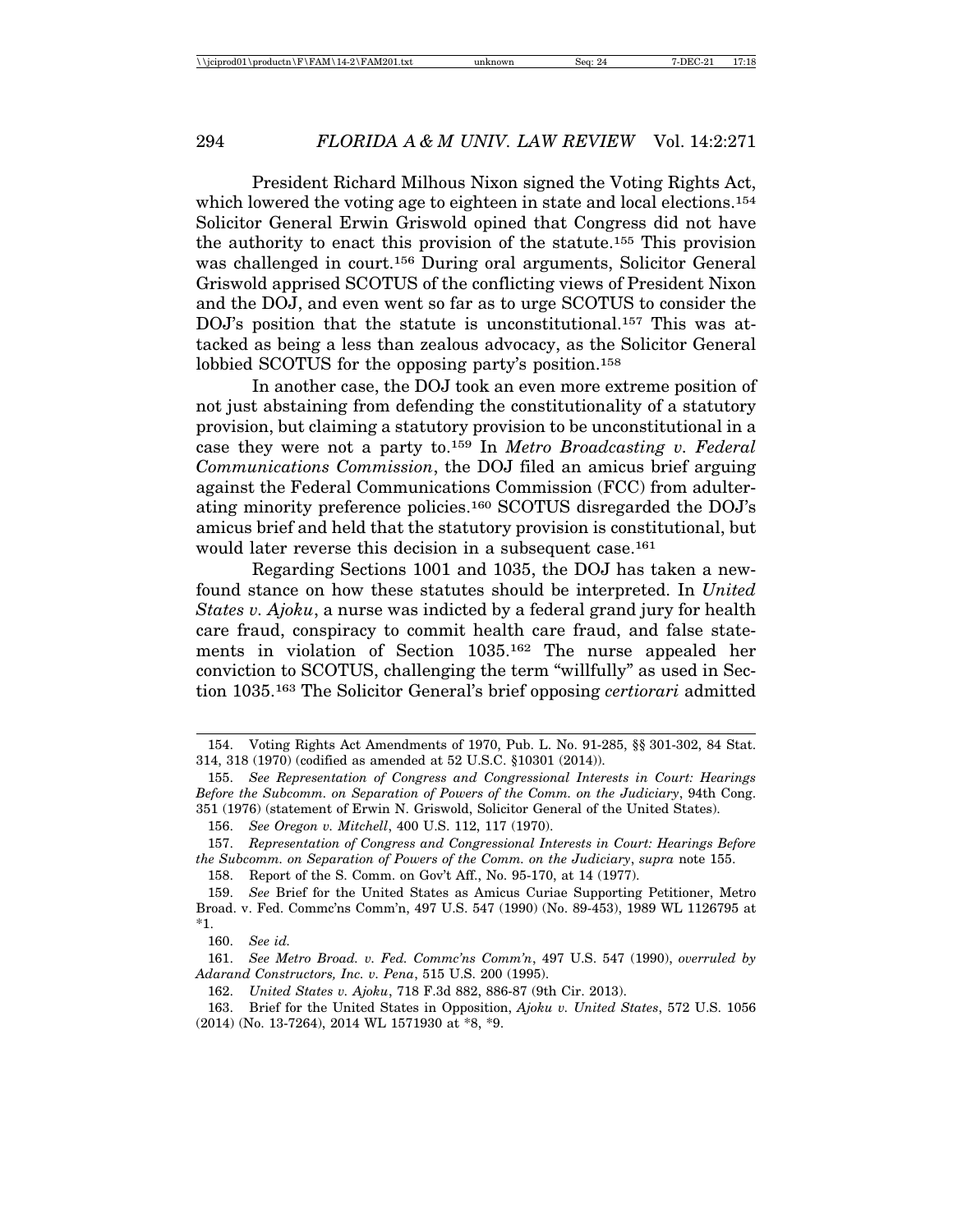President Richard Milhous Nixon signed the Voting Rights Act, which lowered the voting age to eighteen in state and local elections.[154] Solicitor General Erwin Griswold opined that Congress did not have the authority to enact this provision of the statute.[155] This provision was challenged in court.[156] During oral arguments, Solicitor General Griswold apprised SCOTUS of the conflicting views of President Nixon and the DOJ, and even went so far as to urge SCOTUS to consider the DOJ's position that the statute is unconstitutional.[157] This was attacked as being a less than zealous advocacy, as the Solicitor General lobbied SCOTUS for the opposing party's position.[158]

In another case, the DOJ took an even more extreme position of not just abstaining from defending the constitutionality of a statutory provision, but claiming a statutory provision to be unconstitutional in a case they were not a party to.[159] In *Metro Broadcasting v. Federal Communications Commission*, the DOJ filed an amicus brief arguing against the Federal Communications Commission (FCC) from adulterating minority preference policies.[160] SCOTUS disregarded the DOJ's amicus brief and held that the statutory provision is constitutional, but would later reverse this decision in a subsequent case.[161]

Regarding Sections 1001 and 1035, the DOJ has taken a newfound stance on how these statutes should be interpreted. In *United States v. Ajoku*, a nurse was indicted by a federal grand jury for health care fraud, conspiracy to commit health care fraud, and false statements in violation of Section 1035.[162] The nurse appealed her conviction to SCOTUS, challenging the term "willfully" as used in Section 1035.[163] The Solicitor General's brief opposing *certiorari* admitted

---

154. Voting Rights Act Amendments of 1970, Pub. L. No. 91-285, §§ 301-302, 84 Stat. 314, 318 (1970) (codified as amended at 52 U.S.C. §10301 (2014)).

155. *See Representation of Congress and Congressional Interests in Court: Hearings Before the Subcomm. on Separation of Powers of the Comm. on the Judiciary*, 94th Cong. 351 (1976) (statement of Erwin N. Griswold, Solicitor General of the United States).

156. *See Oregon v. Mitchell*, 400 U.S. 112, 117 (1970).

157. *Representation of Congress and Congressional Interests in Court: Hearings Before the Subcomm. on Separation of Powers of the Comm. on the Judiciary*, *supra* note 155.

158. Report of the S. Comm. on Gov't Aff., No. 95-170, at 14 (1977).

159. *See* Brief for the United States as Amicus Curiae Supporting Petitioner, Metro Broad. v. Fed. Commc'ns Comm'n, 497 U.S. 547 (1990) (No. 89-453), 1989 WL 1126795 at *1.

160. *See id.*

161. *See Metro Broad. v. Fed. Commc'ns Comm'n*, 497 U.S. 547 (1990), *overruled by Adarand Constructors, Inc. v. Pena*, 515 U.S. 200 (1995).

162. *United States v. Ajoku*, 718 F.3d 882, 886-87 (9th Cir. 2013).

163. Brief for the United States in Opposition, *Ajoku v. United States*, 572 U.S. 1056 (2014) (No. 13-7264), 2014 WL 1571930 at *8, *9.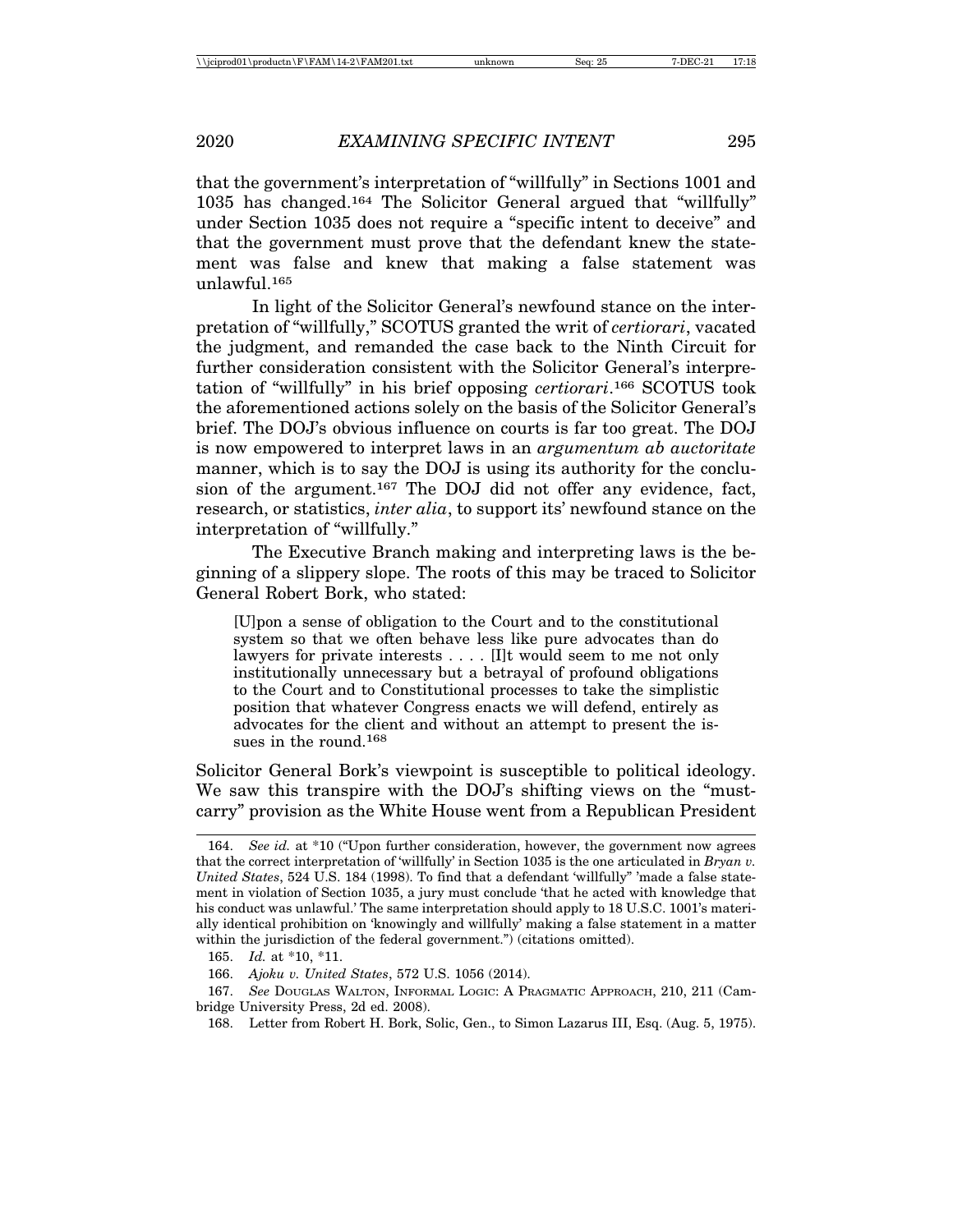that the government's interpretation of "willfully" in Sections 1001 and 1035 has changed.[164] The Solicitor General argued that "willfully" under Section 1035 does not require a "specific intent to deceive" and that the government must prove that the defendant knew the statement was false and knew that making a false statement was unlawful.[165]

In light of the Solicitor General's newfound stance on the interpretation of "willfully," SCOTUS granted the writ of *certiorari*, vacated the judgment, and remanded the case back to the Ninth Circuit for further consideration consistent with the Solicitor General's interpretation of "willfully" in his brief opposing *certiorari*.[166] SCOTUS took the aforementioned actions solely on the basis of the Solicitor General's brief. The DOJ's obvious influence on courts is far too great. The DOJ is now empowered to interpret laws in an *argumentum ab auctoritate* manner, which is to say the DOJ is using its authority for the conclusion of the argument.[167] The DOJ did not offer any evidence, fact, research, or statistics, *inter alia*, to support its' newfound stance on the interpretation of "willfully."

The Executive Branch making and interpreting laws is the beginning of a slippery slope. The roots of this may be traced to Solicitor General Robert Bork, who stated:

> [U]pon a sense of obligation to the Court and to the constitutional system so that we often behave less like pure advocates than do lawyers for private interests . . . . [I]t would seem to me not only institutionally unnecessary but a betrayal of profound obligations to the Court and to Constitutional processes to take the simplistic position that whatever Congress enacts we will defend, entirely as advocates for the client and without an attempt to present the issues in the round.[168]

Solicitor General Bork's viewpoint is susceptible to political ideology. We saw this transpire with the DOJ's shifting views on the "must-carry" provision as the White House went from a Republican President

---

164. *See id.* at *10 ("Upon further consideration, however, the government now agrees that the correct interpretation of 'willfully' in Section 1035 is the one articulated in *Bryan v. United States*, 524 U.S. 184 (1998). To find that a defendant 'willfully" 'made a false statement in violation of Section 1035, a jury must conclude 'that he acted with knowledge that his conduct was unlawful.' The same interpretation should apply to 18 U.S.C. 1001's materially identical prohibition on 'knowingly and willfully' making a false statement in a matter within the jurisdiction of the federal government.") (citations omitted).

165. *Id.* at *10, *11.

166. *Ajoku v. United States*, 572 U.S. 1056 (2014).

167. *See* Douglas Walton, Informal Logic: A Pragmatic Approach, 210, 211 (Cambridge University Press, 2d ed. 2008).

168. Letter from Robert H. Bork, Solic, Gen., to Simon Lazarus III, Esq. (Aug. 5, 1975).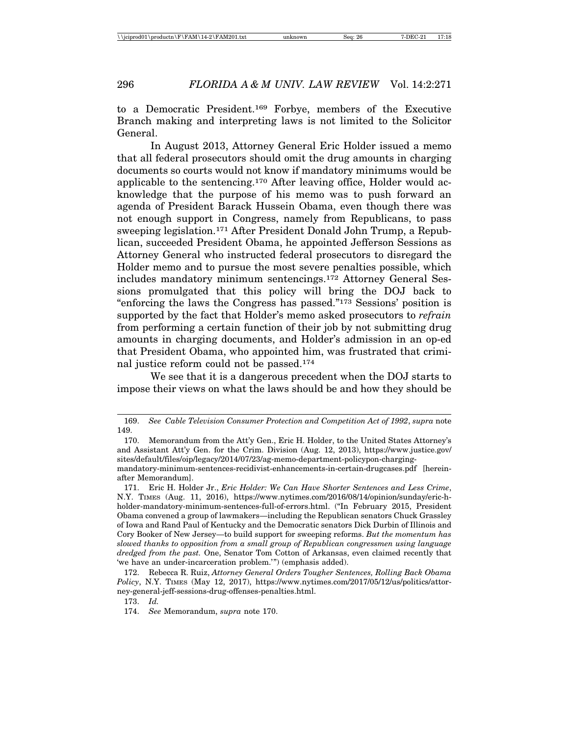to a Democratic President.[169] Forbye, members of the Executive Branch making and interpreting laws is not limited to the Solicitor General.

In August 2013, Attorney General Eric Holder issued a memo that all federal prosecutors should omit the drug amounts in charging documents so courts would not know if mandatory minimums would be applicable to the sentencing.[170] After leaving office, Holder would acknowledge that the purpose of his memo was to push forward an agenda of President Barack Hussein Obama, even though there was not enough support in Congress, namely from Republicans, to pass sweeping legislation.[171] After President Donald John Trump, a Republican, succeeded President Obama, he appointed Jefferson Sessions as Attorney General who instructed federal prosecutors to disregard the Holder memo and to pursue the most severe penalties possible, which includes mandatory minimum sentencings.[172] Attorney General Sessions promulgated that this policy will bring the DOJ back to "enforcing the laws the Congress has passed."[173] Sessions' position is supported by the fact that Holder's memo asked prosecutors to *refrain* from performing a certain function of their job by not submitting drug amounts in charging documents, and Holder's admission in an op-ed that President Obama, who appointed him, was frustrated that criminal justice reform could not be passed.[174]

We see that it is a dangerous precedent when the DOJ starts to impose their views on what the laws should be and how they should be

---

169. *See Cable Television Consumer Protection and Competition Act of 1992*, *supra* note 149.

170. Memorandum from the Att'y Gen., Eric H. Holder, to the United States Attorney's and Assistant Att'y Gen. for the Crim. Division (Aug. 12, 2013), https://www.justice.gov/sites/default/files/oip/legacy/2014/07/23/ag-memo-department-policypon-charging-mandatory-minimum-sentences-recidivist-enhancements-in-certain-drugcases.pdf [hereinafter Memorandum].

171. Eric H. Holder Jr., *Eric Holder: We Can Have Shorter Sentences and Less Crime*, N.Y. TIMES (Aug. 11, 2016), https://www.nytimes.com/2016/08/14/opinion/sunday/eric-h-holder-mandatory-minimum-sentences-full-of-errors.html. ("In February 2015, President Obama convened a group of lawmakers—including the Republican senators Chuck Grassley of Iowa and Rand Paul of Kentucky and the Democratic senators Dick Durbin of Illinois and Cory Booker of New Jersey—to build support for sweeping reforms. *But the momentum has slowed thanks to opposition from a small group of Republican congressmen using language dredged from the past.* One, Senator Tom Cotton of Arkansas, even claimed recently that 'we have an under-incarceration problem.'") (emphasis added).

172. Rebecca R. Ruiz, *Attorney General Orders Tougher Sentences, Rolling Back Obama Policy*, N.Y. TIMES (May 12, 2017), https://www.nytimes.com/2017/05/12/us/politics/attorney-general-jeff-sessions-drug-offenses-penalties.html.

173. *Id.*

174. *See* Memorandum, *supra* note 170.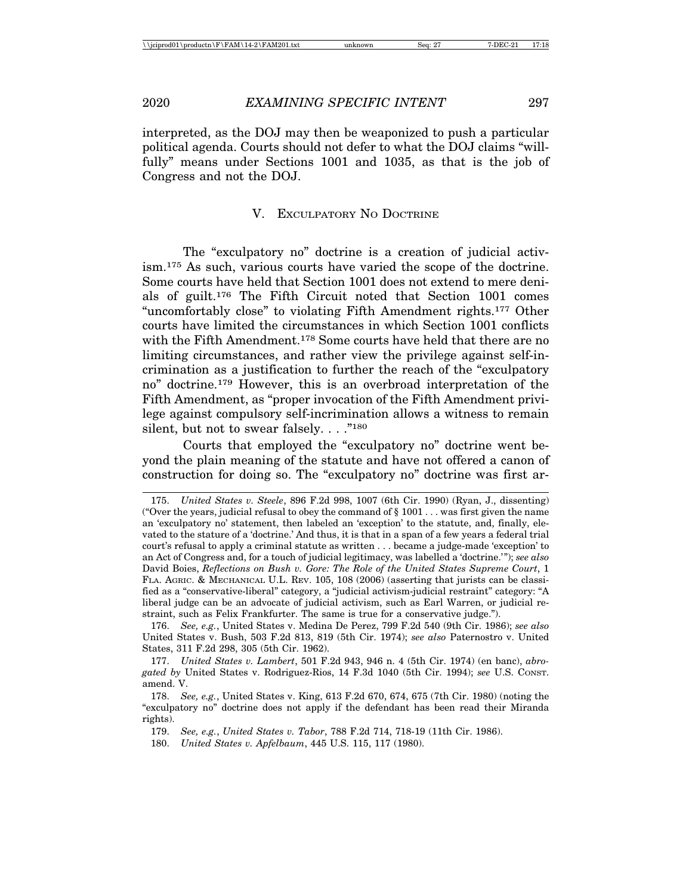interpreted, as the DOJ may then be weaponized to push a particular political agenda. Courts should not defer to what the DOJ claims "willfully" means under Sections 1001 and 1035, as that is the job of Congress and not the DOJ.

## V. Exculpatory No Doctrine

The "exculpatory no" doctrine is a creation of judicial activism.[175] As such, various courts have varied the scope of the doctrine. Some courts have held that Section 1001 does not extend to mere denials of guilt.[176] The Fifth Circuit noted that Section 1001 comes "uncomfortably close" to violating Fifth Amendment rights.[177] Other courts have limited the circumstances in which Section 1001 conflicts with the Fifth Amendment.[178] Some courts have held that there are no limiting circumstances, and rather view the privilege against self-incrimination as a justification to further the reach of the "exculpatory no" doctrine.[179] However, this is an overbroad interpretation of the Fifth Amendment, as "proper invocation of the Fifth Amendment privilege against compulsory self-incrimination allows a witness to remain silent, but not to swear falsely. . . ."[180]

Courts that employed the "exculpatory no" doctrine went beyond the plain meaning of the statute and have not offered a canon of construction for doing so. The "exculpatory no" doctrine was first ar-

---

175. *United States v. Steele*, 896 F.2d 998, 1007 (6th Cir. 1990) (Ryan, J., dissenting) ("Over the years, judicial refusal to obey the command of § 1001 . . . was first given the name an 'exculpatory no' statement, then labeled an 'exception' to the statute, and, finally, elevated to the stature of a 'doctrine.' And thus, it is that in a span of a few years a federal trial court's refusal to apply a criminal statute as written . . . became a judge-made 'exception' to an Act of Congress and, for a touch of judicial legitimacy, was labelled a 'doctrine.'"); *see also* David Boies, *Reflections on Bush v. Gore: The Role of the United States Supreme Court*, 1 Fla. Agric. & Mechanical U.L. Rev. 105, 108 (2006) (asserting that jurists can be classified as a "conservative-liberal" category, a "judicial activism-judicial restraint" category: "A liberal judge can be an advocate of judicial activism, such as Earl Warren, or judicial restraint, such as Felix Frankfurter. The same is true for a conservative judge.").

176. *See, e.g.*, United States v. Medina De Perez, 799 F.2d 540 (9th Cir. 1986); *see also* United States v. Bush, 503 F.2d 813, 819 (5th Cir. 1974); *see also* Paternostro v. United States, 311 F.2d 298, 305 (5th Cir. 1962).

177. *United States v. Lambert*, 501 F.2d 943, 946 n. 4 (5th Cir. 1974) (en banc), *abrogated by* United States v. Rodriguez-Rios, 14 F.3d 1040 (5th Cir. 1994); *see* U.S. Const. amend. V.

178. *See, e.g.*, United States v. King, 613 F.2d 670, 674, 675 (7th Cir. 1980) (noting the "exculpatory no" doctrine does not apply if the defendant has been read their Miranda rights).

179. *See, e.g.*, *United States v. Tabor*, 788 F.2d 714, 718-19 (11th Cir. 1986).

180. *United States v. Apfelbaum*, 445 U.S. 115, 117 (1980).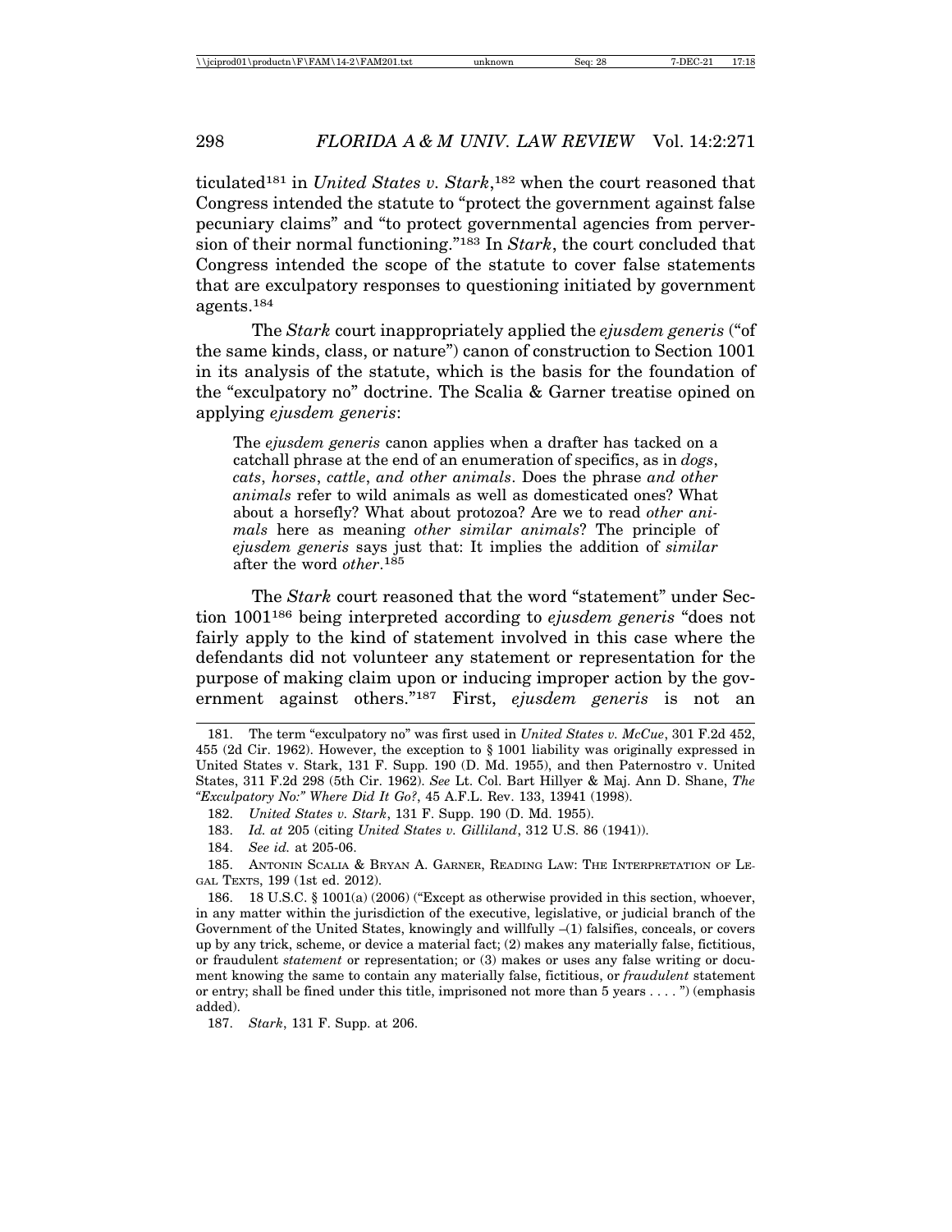ticulated[181] in *United States v. Stark*,[182] when the court reasoned that Congress intended the statute to "protect the government against false pecuniary claims" and "to protect governmental agencies from perversion of their normal functioning."[183] In *Stark*, the court concluded that Congress intended the scope of the statute to cover false statements that are exculpatory responses to questioning initiated by government agents.[184]

The *Stark* court inappropriately applied the *ejusdem generis* ("of the same kinds, class, or nature") canon of construction to Section 1001 in its analysis of the statute, which is the basis for the foundation of the "exculpatory no" doctrine. The Scalia & Garner treatise opined on applying *ejusdem generis*:

> The *ejusdem generis* canon applies when a drafter has tacked on a catchall phrase at the end of an enumeration of specifics, as in *dogs, cats, horses, cattle, and other animals*. Does the phrase *and other animals* refer to wild animals as well as domesticated ones? What about a horsefly? What about protozoa? Are we to read *other animals* here as meaning *other similar animals*? The principle of *ejusdem generis* says just that: It implies the addition of *similar* after the word *other*.[185]

The *Stark* court reasoned that the word "statement" under Section 1001[186] being interpreted according to *ejusdem generis* "does not fairly apply to the kind of statement involved in this case where the defendants did not volunteer any statement or representation for the purpose of making claim upon or inducing improper action by the government against others."[187] First, *ejusdem generis* is not an

---

181. The term "exculpatory no" was first used in *United States v. McCue*, 301 F.2d 452, 455 (2d Cir. 1962). However, the exception to § 1001 liability was originally expressed in United States v. Stark, 131 F. Supp. 190 (D. Md. 1955), and then Paternostro v. United States, 311 F.2d 298 (5th Cir. 1962). *See* Lt. Col. Bart Hillyer & Maj. Ann D. Shane, *The "Exculpatory No:" Where Did It Go?*, 45 A.F.L. Rev. 133, 13941 (1998).

182. *United States v. Stark*, 131 F. Supp. 190 (D. Md. 1955).

183. *Id. at* 205 (citing *United States v. Gilliland*, 312 U.S. 86 (1941)).

184. *See id.* at 205-06.

185. ANTONIN SCALIA & BRYAN A. GARNER, READING LAW: THE INTERPRETATION OF LEGAL TEXTS, 199 (1st ed. 2012).

186. 18 U.S.C. § 1001(a) (2006) ("Except as otherwise provided in this section, whoever, in any matter within the jurisdiction of the executive, legislative, or judicial branch of the Government of the United States, knowingly and willfully –(1) falsifies, conceals, or covers up by any trick, scheme, or device a material fact; (2) makes any materially false, fictitious, or fraudulent *statement* or representation; or (3) makes or uses any false writing or document knowing the same to contain any materially false, fictitious, or *fraudulent* statement or entry; shall be fined under this title, imprisoned not more than 5 years . . . . ") (emphasis added).

187. *Stark*, 131 F. Supp. at 206.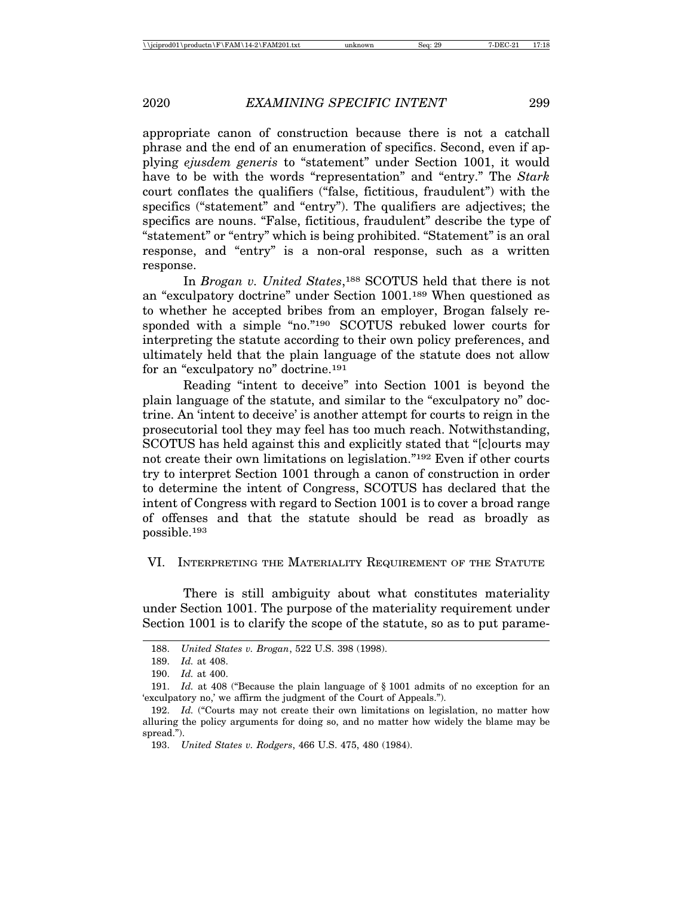appropriate canon of construction because there is not a catchall phrase and the end of an enumeration of specifics. Second, even if applying *ejusdem generis* to "statement" under Section 1001, it would have to be with the words "representation" and "entry." The *Stark* court conflates the qualifiers ("false, fictitious, fraudulent") with the specifics ("statement" and "entry"). The qualifiers are adjectives; the specifics are nouns. "False, fictitious, fraudulent" describe the type of "statement" or "entry" which is being prohibited. "Statement" is an oral response, and "entry" is a non-oral response, such as a written response.

In *Brogan v. United States*,[188] SCOTUS held that there is not an "exculpatory doctrine" under Section 1001.[189] When questioned as to whether he accepted bribes from an employer, Brogan falsely responded with a simple "no."[190] SCOTUS rebuked lower courts for interpreting the statute according to their own policy preferences, and ultimately held that the plain language of the statute does not allow for an "exculpatory no" doctrine.[191]

Reading "intent to deceive" into Section 1001 is beyond the plain language of the statute, and similar to the "exculpatory no" doctrine. An 'intent to deceive' is another attempt for courts to reign in the prosecutorial tool they may feel has too much reach. Notwithstanding, SCOTUS has held against this and explicitly stated that "[c]ourts may not create their own limitations on legislation."[192] Even if other courts try to interpret Section 1001 through a canon of construction in order to determine the intent of Congress, SCOTUS has declared that the intent of Congress with regard to Section 1001 is to cover a broad range of offenses and that the statute should be read as broadly as possible.[193]

## VI. Interpreting the Materiality Requirement of the Statute

There is still ambiguity about what constitutes materiality under Section 1001. The purpose of the materiality requirement under Section 1001 is to clarify the scope of the statute, so as to put parame-

---

188. *United States v. Brogan*, 522 U.S. 398 (1998).

189. *Id.* at 408.

190. *Id.* at 400.

191. *Id.* at 408 ("Because the plain language of § 1001 admits of no exception for an 'exculpatory no,' we affirm the judgment of the Court of Appeals.").

192. *Id.* ("Courts may not create their own limitations on legislation, no matter how alluring the policy arguments for doing so, and no matter how widely the blame may be spread.").

193. *United States v. Rodgers*, 466 U.S. 475, 480 (1984).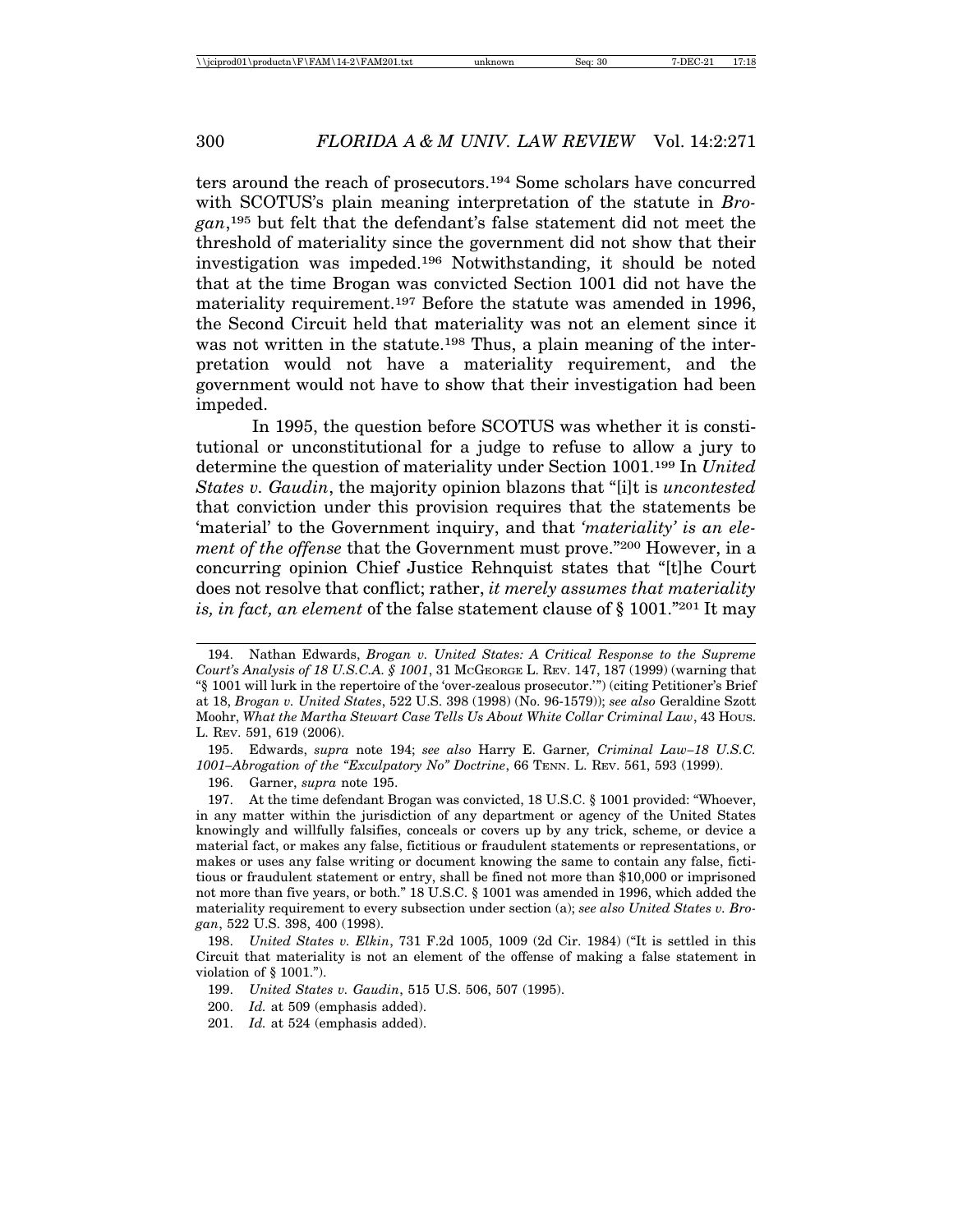ters around the reach of prosecutors.[194] Some scholars have concurred with SCOTUS's plain meaning interpretation of the statute in *Brogan*,[195] but felt that the defendant's false statement did not meet the threshold of materiality since the government did not show that their investigation was impeded.[196] Notwithstanding, it should be noted that at the time Brogan was convicted Section 1001 did not have the materiality requirement.[197] Before the statute was amended in 1996, the Second Circuit held that materiality was not an element since it was not written in the statute.[198] Thus, a plain meaning of the interpretation would not have a materiality requirement, and the government would not have to show that their investigation had been impeded.

In 1995, the question before SCOTUS was whether it is constitutional or unconstitutional for a judge to refuse to allow a jury to determine the question of materiality under Section 1001.[199] In *United States v. Gaudin*, the majority opinion blazons that "[i]t is *uncontested* that conviction under this provision requires that the statements be 'material' to the Government inquiry, and that *'materiality' is an element of the offense* that the Government must prove."[200] However, in a concurring opinion Chief Justice Rehnquist states that "[t]he Court does not resolve that conflict; rather, *it merely assumes that materiality is, in fact, an element* of the false statement clause of § 1001."[201] It may

---

194. Nathan Edwards, *Brogan v. United States: A Critical Response to the Supreme Court's Analysis of 18 U.S.C.A. § 1001*, 31 McGeorge L. Rev. 147, 187 (1999) (warning that "§ 1001 will lurk in the repertoire of the 'over-zealous prosecutor.'") (citing Petitioner's Brief at 18, *Brogan v. United States*, 522 U.S. 398 (1998) (No. 96-1579)); *see also* Geraldine Szott Moohr, *What the Martha Stewart Case Tells Us About White Collar Criminal Law*, 43 Hous. L. Rev. 591, 619 (2006).

195. Edwards, *supra* note 194; *see also* Harry E. Garner, *Criminal Law–18 U.S.C. 1001–Abrogation of the "Exculpatory No" Doctrine*, 66 Tenn. L. Rev. 561, 593 (1999).

196. Garner, *supra* note 195.

197. At the time defendant Brogan was convicted, 18 U.S.C. § 1001 provided: "Whoever, in any matter within the jurisdiction of any department or agency of the United States knowingly and willfully falsifies, conceals or covers up by any trick, scheme, or device a material fact, or makes any false, fictitious or fraudulent statements or representations, or makes or uses any false writing or document knowing the same to contain any false, fictitious or fraudulent statement or entry, shall be fined not more than $10,000 or imprisoned not more than five years, or both." 18 U.S.C. § 1001 was amended in 1996, which added the materiality requirement to every subsection under section (a); *see also United States v. Brogan*, 522 U.S. 398, 400 (1998).

198. *United States v. Elkin*, 731 F.2d 1005, 1009 (2d Cir. 1984) ("It is settled in this Circuit that materiality is not an element of the offense of making a false statement in violation of § 1001.").

199. *United States v. Gaudin*, 515 U.S. 506, 507 (1995).

200. *Id.* at 509 (emphasis added).

201. *Id.* at 524 (emphasis added).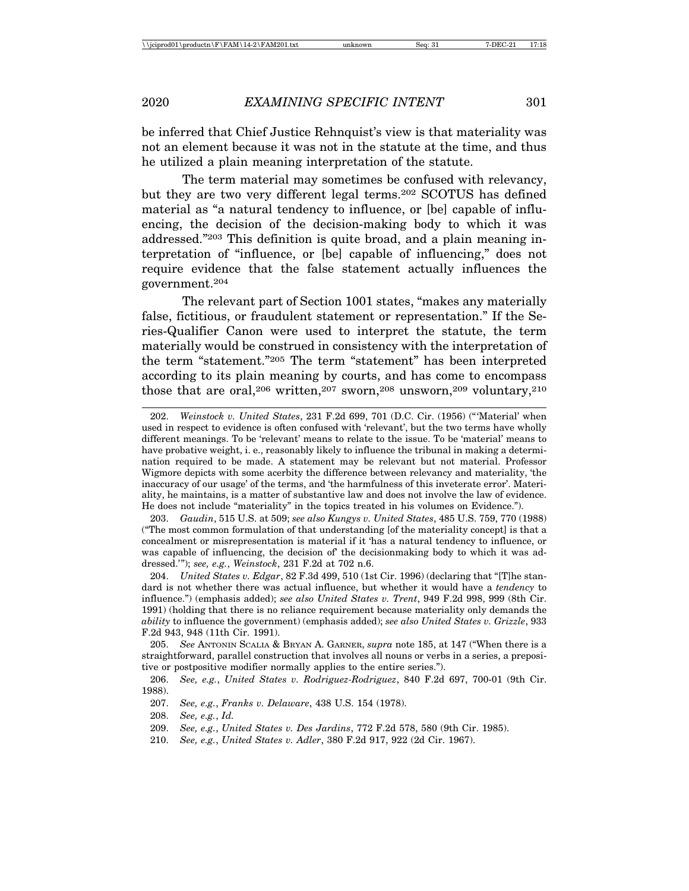be inferred that Chief Justice Rehnquist's view is that materiality was not an element because it was not in the statute at the time, and thus he utilized a plain meaning interpretation of the statute.

The term material may sometimes be confused with relevancy, but they are two very different legal terms.[202] SCOTUS has defined material as "a natural tendency to influence, or [be] capable of influencing, the decision of the decision-making body to which it was addressed."[203] This definition is quite broad, and a plain meaning interpretation of "influence, or [be] capable of influencing," does not require evidence that the false statement actually influences the government.[204]

The relevant part of Section 1001 states, "makes any materially false, fictitious, or fraudulent statement or representation." If the Series-Qualifier Canon were used to interpret the statute, the term materially would be construed in consistency with the interpretation of the term "statement."[205] The term "statement" has been interpreted according to its plain meaning by courts, and has come to encompass those that are oral,[206] written,[207] sworn,[208] unsworn,[209] voluntary,[210]

---

202. *Weinstock v. United States*, 231 F.2d 699, 701 (D.C. Cir. (1956) ("'Material' when used in respect to evidence is often confused with 'relevant', but the two terms have wholly different meanings. To be 'relevant' means to relate to the issue. To be 'material' means to have probative weight, i. e., reasonably likely to influence the tribunal in making a determination required to be made. A statement may be relevant but not material. Professor Wigmore depicts with some acerbity the difference between relevancy and materiality, 'the inaccuracy of our usage' of the terms, and 'the harmfulness of this inveterate error'. Materiality, he maintains, is a matter of substantive law and does not involve the law of evidence. He does not include "materiality" in the topics treated in his volumes on Evidence.").

203. *Gaudin*, 515 U.S. at 509; *see also Kungys v. United States*, 485 U.S. 759, 770 (1988) ("The most common formulation of that understanding [of the materiality concept] is that a concealment or misrepresentation is material if it 'has a natural tendency to influence, or was capable of influencing, the decision of' the decisionmaking body to which it was addressed.'"); *see, e.g.*, *Weinstock*, 231 F.2d at 702 n.6.

204. *United States v. Edgar*, 82 F.3d 499, 510 (1st Cir. 1996) (declaring that "[T]he standard is not whether there was actual influence, but whether it would have a *tendency* to influence.") (emphasis added); *see also United States v. Trent*, 949 F.2d 998, 999 (8th Cir. 1991) (holding that there is no reliance requirement because materiality only demands the *ability* to influence the government) (emphasis added); *see also United States v. Grizzle*, 933 F.2d 943, 948 (11th Cir. 1991).

205. *See* ANTONIN SCALIA & BRYAN A. GARNER, *supra* note 185, at 147 ("When there is a straightforward, parallel construction that involves all nouns or verbs in a series, a prepositive or postpositive modifier normally applies to the entire series.").

206. *See, e.g.*, *United States v. Rodriguez-Rodriguez*, 840 F.2d 697, 700-01 (9th Cir. 1988).

207. *See, e.g.*, *Franks v. Delaware*, 438 U.S. 154 (1978).

208. *See, e.g.*, *Id.*

209. *See, e.g.*, *United States v. Des Jardins*, 772 F.2d 578, 580 (9th Cir. 1985).

210. *See, e.g.*, *United States v. Adler*, 380 F.2d 917, 922 (2d Cir. 1967).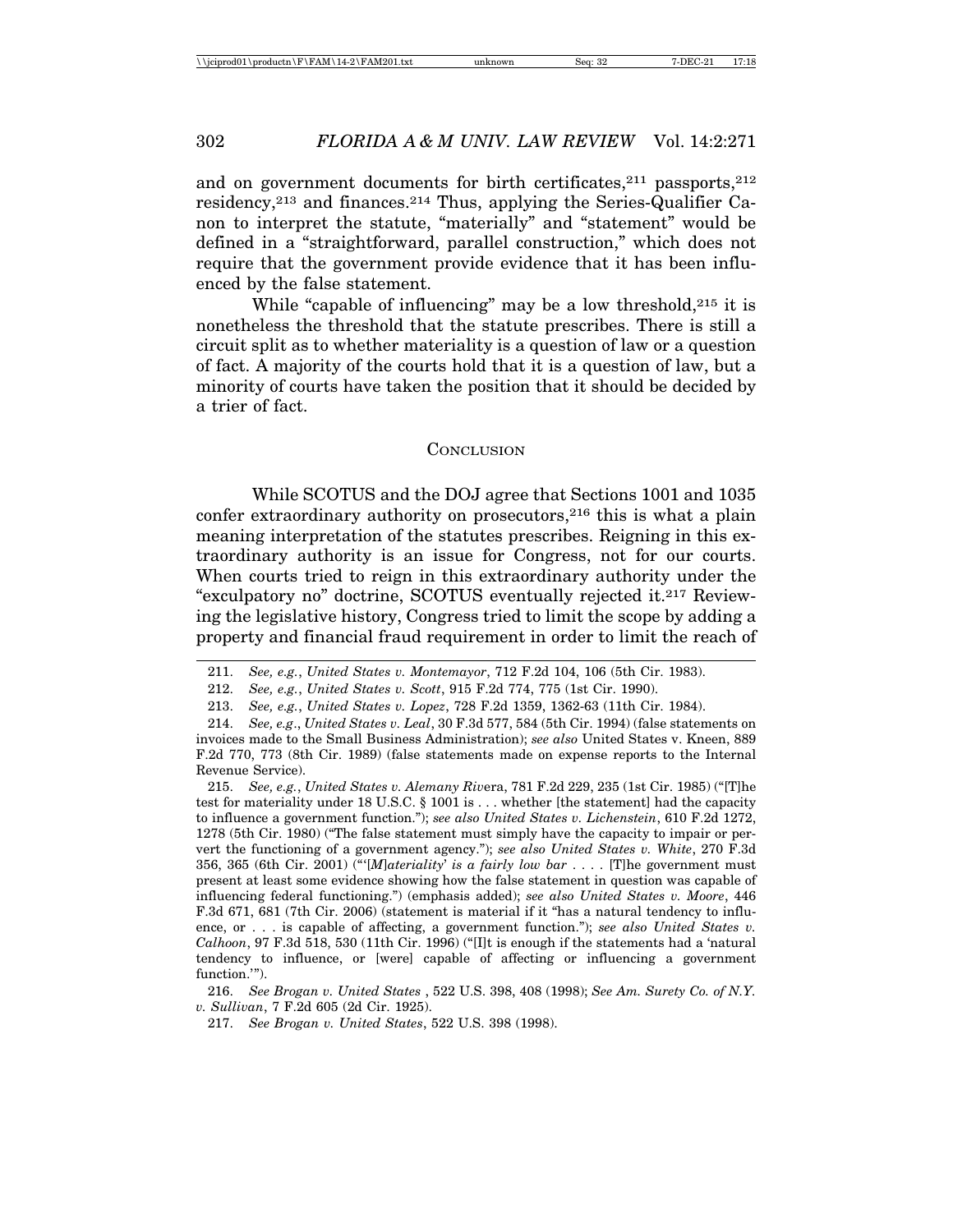and on government documents for birth certificates,[211] passports,[212] residency,[213] and finances.[214] Thus, applying the Series-Qualifier Canon to interpret the statute, "materially" and "statement" would be defined in a "straightforward, parallel construction," which does not require that the government provide evidence that it has been influenced by the false statement.

While "capable of influencing" may be a low threshold,[215] it is nonetheless the threshold that the statute prescribes. There is still a circuit split as to whether materiality is a question of law or a question of fact. A majority of the courts hold that it is a question of law, but a minority of courts have taken the position that it should be decided by a trier of fact.

## CONCLUSION

While SCOTUS and the DOJ agree that Sections 1001 and 1035 confer extraordinary authority on prosecutors,[216] this is what a plain meaning interpretation of the statutes prescribes. Reigning in this extraordinary authority is an issue for Congress, not for our courts. When courts tried to reign in this extraordinary authority under the "exculpatory no" doctrine, SCOTUS eventually rejected it.[217] Reviewing the legislative history, Congress tried to limit the scope by adding a property and financial fraud requirement in order to limit the reach of

---

211. *See, e.g.*, *United States v. Montemayor*, 712 F.2d 104, 106 (5th Cir. 1983).

212. *See, e.g.*, *United States v. Scott*, 915 F.2d 774, 775 (1st Cir. 1990).

213. *See, e.g.*, *United States v. Lopez*, 728 F.2d 1359, 1362-63 (11th Cir. 1984).

214. *See, e.g*., *United States v. Leal*, 30 F.3d 577, 584 (5th Cir. 1994) (false statements on invoices made to the Small Business Administration); *see also* United States v. Kneen, 889 F.2d 770, 773 (8th Cir. 1989) (false statements made on expense reports to the Internal Revenue Service).

215. *See, e.g.*, *United States v. Alemany Riv*era, 781 F.2d 229, 235 (1st Cir. 1985) ("[T]he test for materiality under 18 U.S.C. § 1001 is . . . whether [the statement] had the capacity to influence a government function."); *see also United States v. Lichenstein*, 610 F.2d 1272, 1278 (5th Cir. 1980) ("The false statement must simply have the capacity to impair or pervert the functioning of a government agency."); *see also United States v. White*, 270 F.3d 356, 365 (6th Cir. 2001) ("'[*M*]*ateriality*' *is a fairly low bar* . . . . [T]he government must present at least some evidence showing how the false statement in question was capable of influencing federal functioning.") (emphasis added); *see also United States v. Moore*, 446 F.3d 671, 681 (7th Cir. 2006) (statement is material if it "has a natural tendency to influence, or . . . is capable of affecting, a government function."); *see also United States v. Calhoon*, 97 F.3d 518, 530 (11th Cir. 1996) ("[I]t is enough if the statements had a 'natural tendency to influence, or [were] capable of affecting or influencing a government function.'").

216. *See Brogan v. United States* , 522 U.S. 398, 408 (1998); *See Am. Surety Co. of N.Y. v. Sullivan*, 7 F.2d 605 (2d Cir. 1925).

217. *See Brogan v. United States*, 522 U.S. 398 (1998).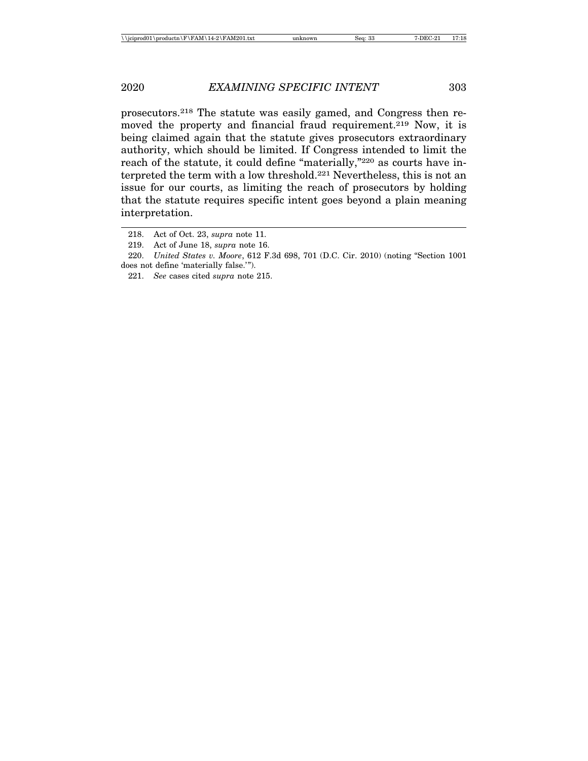prosecutors.[218] The statute was easily gamed, and Congress then removed the property and financial fraud requirement.[219] Now, it is being claimed again that the statute gives prosecutors extraordinary authority, which should be limited. If Congress intended to limit the reach of the statute, it could define "materially,"[220] as courts have interpreted the term with a low threshold.[221] Nevertheless, this is not an issue for our courts, as limiting the reach of prosecutors by holding that the statute requires specific intent goes beyond a plain meaning interpretation.

---

218. Act of Oct. 23, *supra* note 11.

219. Act of June 18, *supra* note 16.

220. *United States v. Moore*, 612 F.3d 698, 701 (D.C. Cir. 2010) (noting "Section 1001 does not define 'materially false.'").

221. *See* cases cited *supra* note 215.